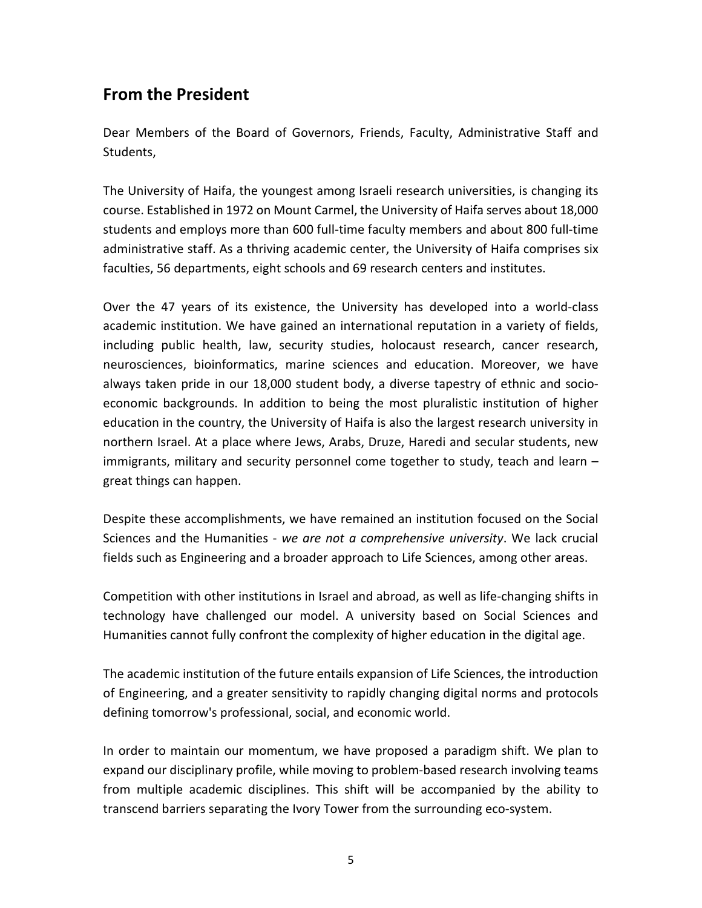## From the President

Dear Members of the Board of Governors, Friends, Faculty, Administrative Staff and Students,

The University of Haifa, the youngest among Israeli research universities, is changing its course. Established in 1972 on Mount Carmel, the University of Haifa serves about 18,000 students and employs more than 600 full-time faculty members and about 800 full-time administrative staff. As a thriving academic center, the University of Haifa comprises six faculties, 56 departments, eight schools and 69 research centers and institutes.

Over the 47 years of its existence, the University has developed into a world-class academic institution. We have gained an international reputation in a variety of fields, including public health, law, security studies, holocaust research, cancer research, neurosciences, bioinformatics, marine sciences and education. Moreover, we have always taken pride in our 18,000 student body, a diverse tapestry of ethnic and socio-economic backgrounds. In addition to being the most pluralistic institution of higher education in the country, the University of Haifa is also the largest research university in northern Israel. At a place where Jews, Arabs, Druze, Haredi and secular students, new immigrants, military and security personnel come together to study, teach and learn – great things can happen.

Despite these accomplishments, we have remained an institution focused on the Social Sciences and the Humanities - *we are not a comprehensive university*. We lack crucial fields such as Engineering and a broader approach to Life Sciences, among other areas.

Competition with other institutions in Israel and abroad, as well as life-changing shifts in technology have challenged our model. A university based on Social Sciences and Humanities cannot fully confront the complexity of higher education in the digital age.

The academic institution of the future entails expansion of Life Sciences, the introduction of Engineering, and a greater sensitivity to rapidly changing digital norms and protocols defining tomorrow's professional, social, and economic world.

In order to maintain our momentum, we have proposed a paradigm shift. We plan to expand our disciplinary profile, while moving to problem-based research involving teams from multiple academic disciplines. This shift will be accompanied by the ability to transcend barriers separating the Ivory Tower from the surrounding eco-system.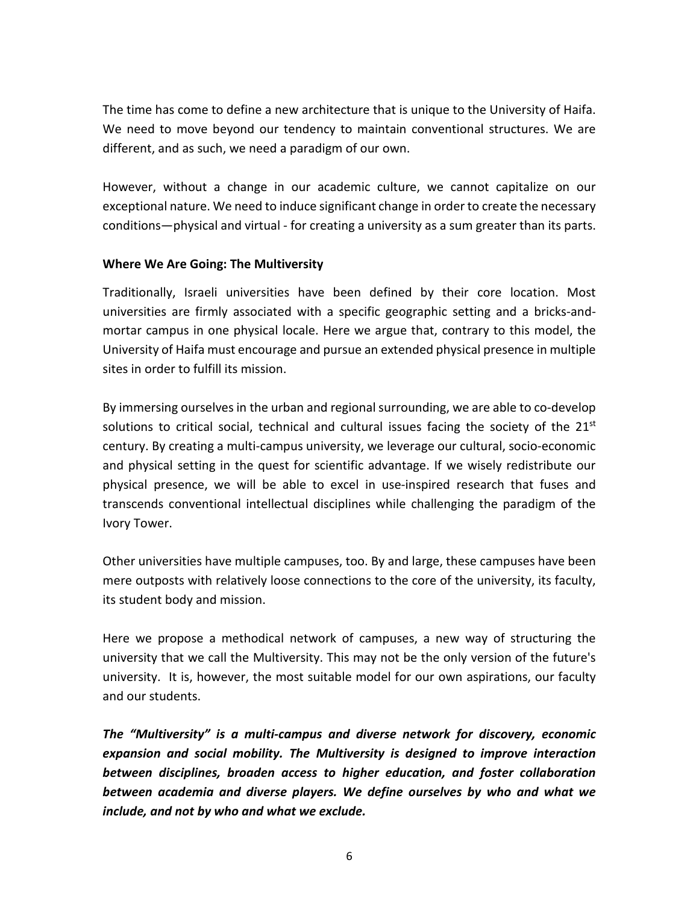The time has come to define a new architecture that is unique to the University of Haifa. We need to move beyond our tendency to maintain conventional structures. We are different, and as such, we need a paradigm of our own.

However, without a change in our academic culture, we cannot capitalize on our exceptional nature. We need to induce significant change in order to create the necessary conditions—physical and virtual - for creating a university as a sum greater than its parts.

**Where We Are Going: The Multiversity**

Traditionally, Israeli universities have been defined by their core location. Most universities are firmly associated with a specific geographic setting and a bricks-and-mortar campus in one physical locale. Here we argue that, contrary to this model, the University of Haifa must encourage and pursue an extended physical presence in multiple sites in order to fulfill its mission.

By immersing ourselves in the urban and regional surrounding, we are able to co-develop solutions to critical social, technical and cultural issues facing the society of the 21st century. By creating a multi-campus university, we leverage our cultural, socio-economic and physical setting in the quest for scientific advantage. If we wisely redistribute our physical presence, we will be able to excel in use-inspired research that fuses and transcends conventional intellectual disciplines while challenging the paradigm of the Ivory Tower.

Other universities have multiple campuses, too. By and large, these campuses have been mere outposts with relatively loose connections to the core of the university, its faculty, its student body and mission.

Here we propose a methodical network of campuses, a new way of structuring the university that we call the Multiversity. This may not be the only version of the future's university. It is, however, the most suitable model for our own aspirations, our faculty and our students.

***The "Multiversity" is a multi-campus and diverse network for discovery, economic expansion and social mobility. The Multiversity is designed to improve interaction between disciplines, broaden access to higher education, and foster collaboration between academia and diverse players. We define ourselves by who and what we include, and not by who and what we exclude.***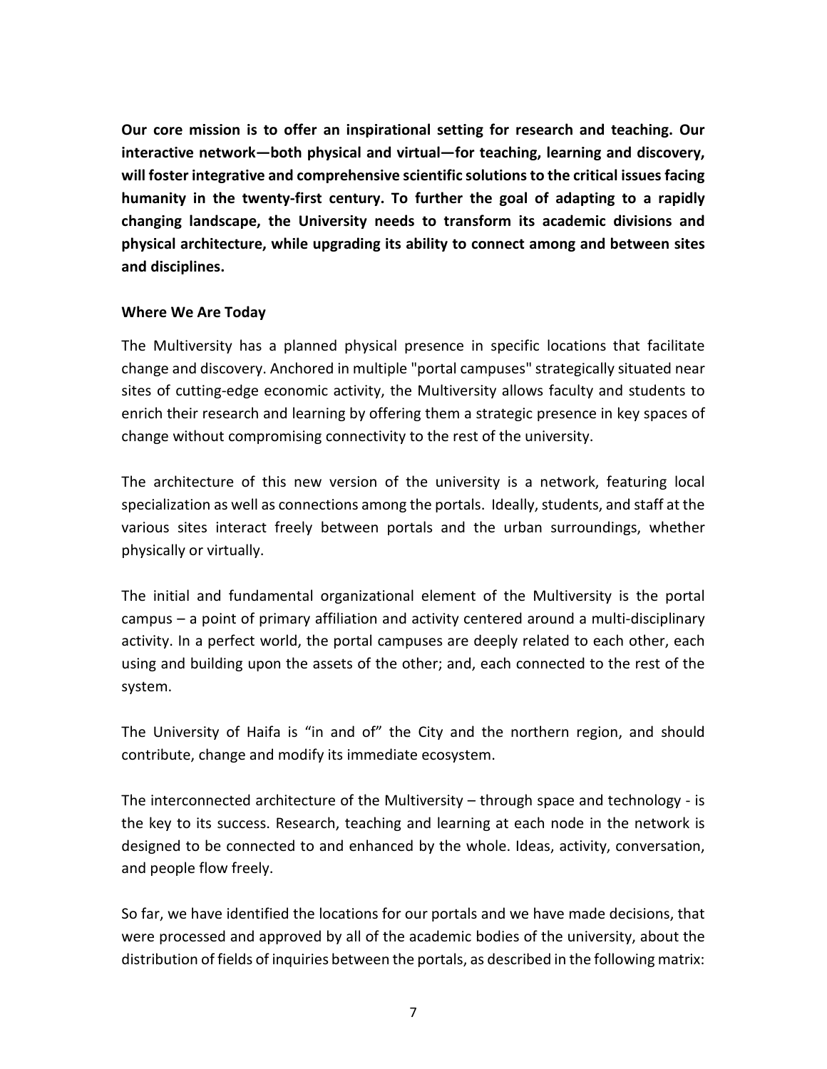**Our core mission is to offer an inspirational setting for research and teaching. Our interactive network—both physical and virtual—for teaching, learning and discovery, will foster integrative and comprehensive scientific solutions to the critical issues facing humanity in the twenty-first century. To further the goal of adapting to a rapidly changing landscape, the University needs to transform its academic divisions and physical architecture, while upgrading its ability to connect among and between sites and disciplines.**

### Where We Are Today

The Multiversity has a planned physical presence in specific locations that facilitate change and discovery. Anchored in multiple "portal campuses" strategically situated near sites of cutting-edge economic activity, the Multiversity allows faculty and students to enrich their research and learning by offering them a strategic presence in key spaces of change without compromising connectivity to the rest of the university.

The architecture of this new version of the university is a network, featuring local specialization as well as connections among the portals. Ideally, students, and staff at the various sites interact freely between portals and the urban surroundings, whether physically or virtually.

The initial and fundamental organizational element of the Multiversity is the portal campus – a point of primary affiliation and activity centered around a multi-disciplinary activity. In a perfect world, the portal campuses are deeply related to each other, each using and building upon the assets of the other; and, each connected to the rest of the system.

The University of Haifa is "in and of" the City and the northern region, and should contribute, change and modify its immediate ecosystem.

The interconnected architecture of the Multiversity – through space and technology - is the key to its success. Research, teaching and learning at each node in the network is designed to be connected to and enhanced by the whole. Ideas, activity, conversation, and people flow freely.

So far, we have identified the locations for our portals and we have made decisions, that were processed and approved by all of the academic bodies of the university, about the distribution of fields of inquiries between the portals, as described in the following matrix: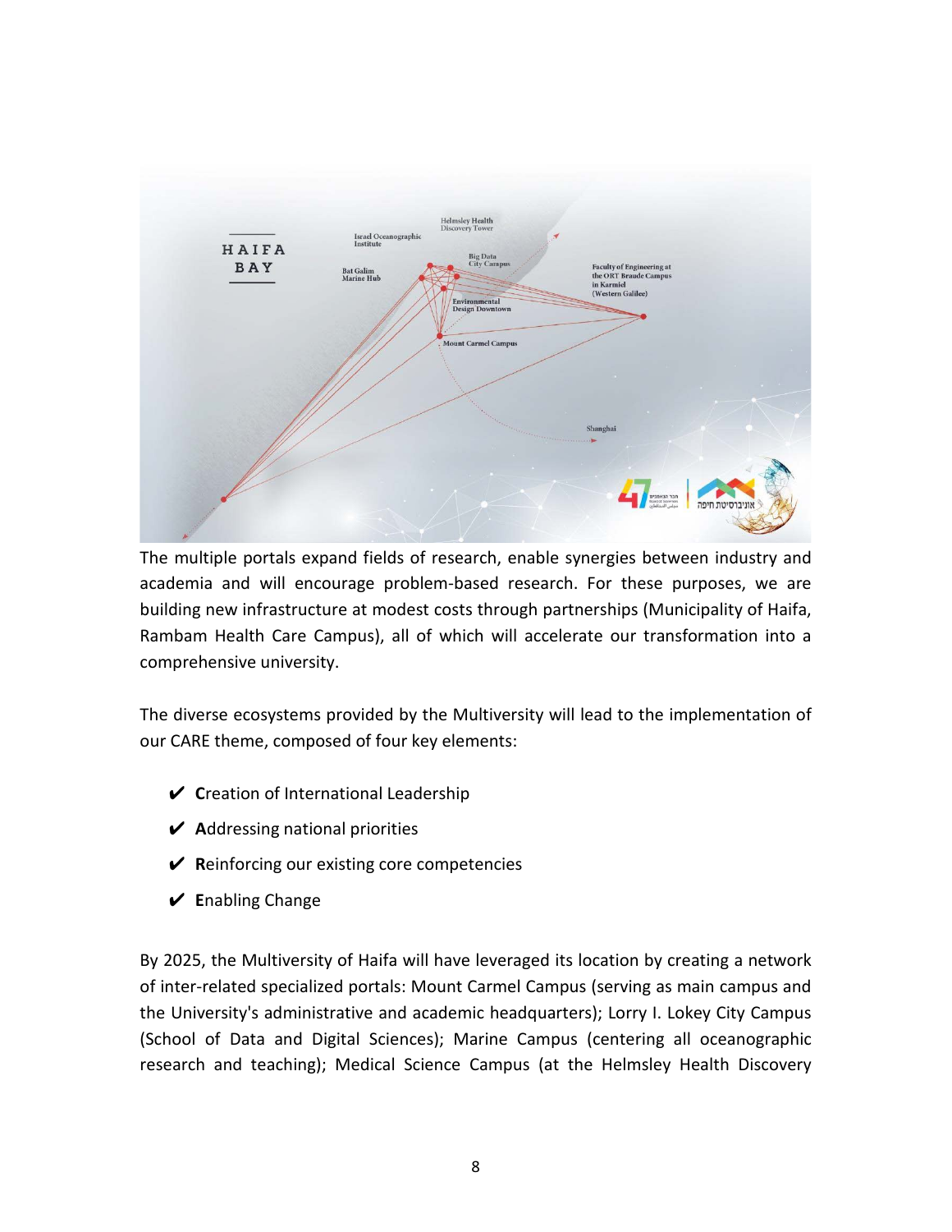The multiple portals expand fields of research, enable synergies between industry and academia and will encourage problem-based research. For these purposes, we are building new infrastructure at modest costs through partnerships (Municipality of Haifa, Rambam Health Care Campus), all of which will accelerate our transformation into a comprehensive university.

The diverse ecosystems provided by the Multiversity will lead to the implementation of our CARE theme, composed of four key elements:

- ✔ **C**reation of International Leadership
- ✔ **A**ddressing national priorities
- ✔ **R**einforcing our existing core competencies
- ✔ **E**nabling Change

By 2025, the Multiversity of Haifa will have leveraged its location by creating a network of inter-related specialized portals: Mount Carmel Campus (serving as main campus and the University's administrative and academic headquarters); Lorry I. Lokey City Campus (School of Data and Digital Sciences); Marine Campus (centering all oceanographic research and teaching); Medical Science Campus (at the Helmsley Health Discovery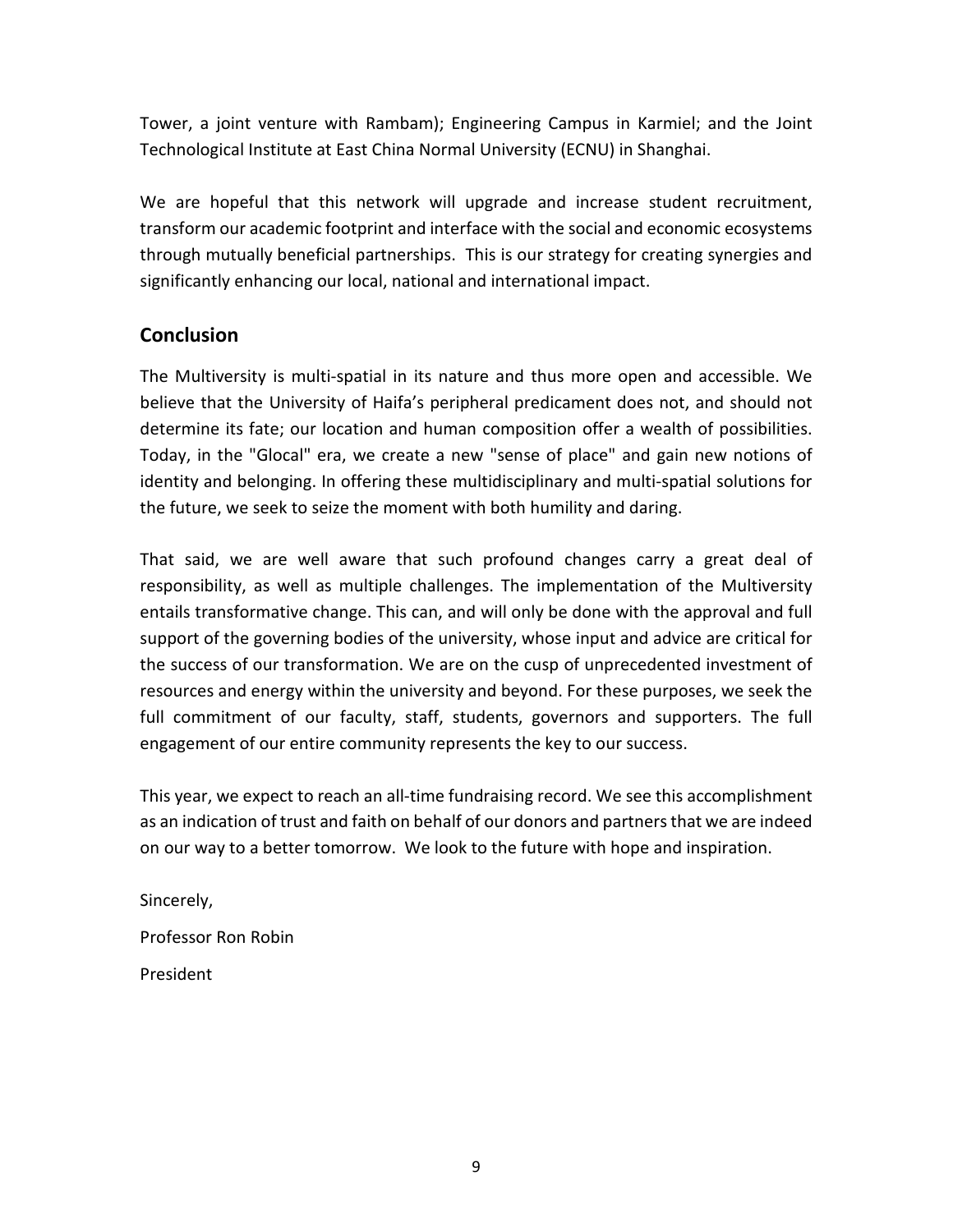Tower, a joint venture with Rambam); Engineering Campus in Karmiel; and the Joint Technological Institute at East China Normal University (ECNU) in Shanghai.

We are hopeful that this network will upgrade and increase student recruitment, transform our academic footprint and interface with the social and economic ecosystems through mutually beneficial partnerships. This is our strategy for creating synergies and significantly enhancing our local, national and international impact.

## Conclusion

The Multiversity is multi-spatial in its nature and thus more open and accessible. We believe that the University of Haifa's peripheral predicament does not, and should not determine its fate; our location and human composition offer a wealth of possibilities. Today, in the "Glocal" era, we create a new "sense of place" and gain new notions of identity and belonging. In offering these multidisciplinary and multi-spatial solutions for the future, we seek to seize the moment with both humility and daring.

That said, we are well aware that such profound changes carry a great deal of responsibility, as well as multiple challenges. The implementation of the Multiversity entails transformative change. This can, and will only be done with the approval and full support of the governing bodies of the university, whose input and advice are critical for the success of our transformation. We are on the cusp of unprecedented investment of resources and energy within the university and beyond. For these purposes, we seek the full commitment of our faculty, staff, students, governors and supporters. The full engagement of our entire community represents the key to our success.

This year, we expect to reach an all-time fundraising record. We see this accomplishment as an indication of trust and faith on behalf of our donors and partners that we are indeed on our way to a better tomorrow. We look to the future with hope and inspiration.

Sincerely,

Professor Ron Robin

President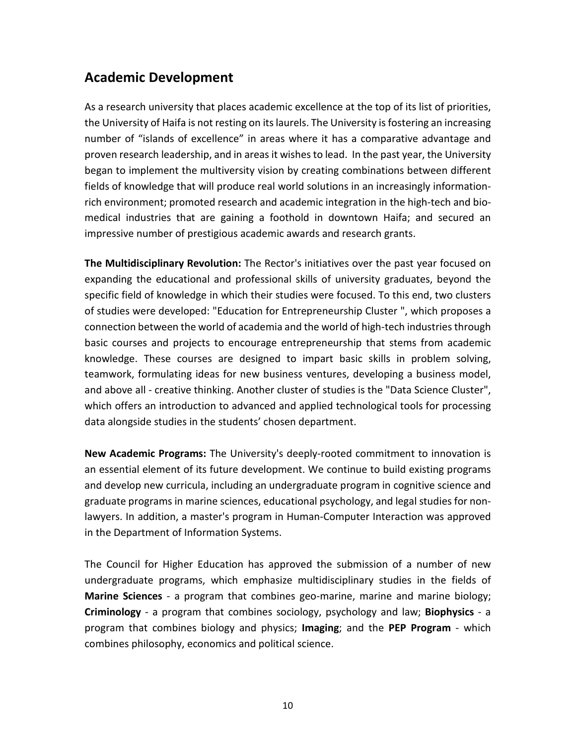## Academic Development

As a research university that places academic excellence at the top of its list of priorities, the University of Haifa is not resting on its laurels. The University is fostering an increasing number of "islands of excellence" in areas where it has a comparative advantage and proven research leadership, and in areas it wishes to lead. In the past year, the University began to implement the multiversity vision by creating combinations between different fields of knowledge that will produce real world solutions in an increasingly information-rich environment; promoted research and academic integration in the high-tech and bio-medical industries that are gaining a foothold in downtown Haifa; and secured an impressive number of prestigious academic awards and research grants.

**The Multidisciplinary Revolution:** The Rector's initiatives over the past year focused on expanding the educational and professional skills of university graduates, beyond the specific field of knowledge in which their studies were focused. To this end, two clusters of studies were developed: "Education for Entrepreneurship Cluster ", which proposes a connection between the world of academia and the world of high-tech industries through basic courses and projects to encourage entrepreneurship that stems from academic knowledge. These courses are designed to impart basic skills in problem solving, teamwork, formulating ideas for new business ventures, developing a business model, and above all - creative thinking. Another cluster of studies is the "Data Science Cluster", which offers an introduction to advanced and applied technological tools for processing data alongside studies in the students' chosen department.

**New Academic Programs:** The University's deeply-rooted commitment to innovation is an essential element of its future development. We continue to build existing programs and develop new curricula, including an undergraduate program in cognitive science and graduate programs in marine sciences, educational psychology, and legal studies for non-lawyers. In addition, a master's program in Human-Computer Interaction was approved in the Department of Information Systems.

The Council for Higher Education has approved the submission of a number of new undergraduate programs, which emphasize multidisciplinary studies in the fields of **Marine Sciences** - a program that combines geo-marine, marine and marine biology; **Criminology** - a program that combines sociology, psychology and law; **Biophysics** - a program that combines biology and physics; **Imaging**; and the **PEP Program** - which combines philosophy, economics and political science.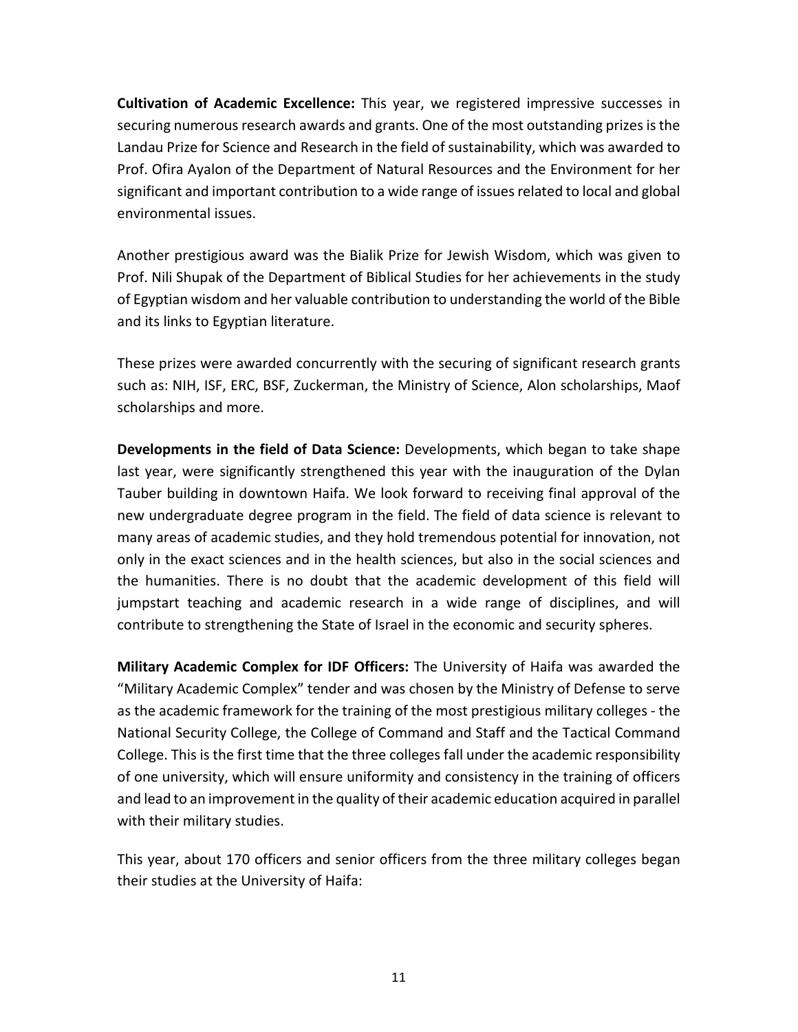**Cultivation of Academic Excellence:** This year, we registered impressive successes in securing numerous research awards and grants. One of the most outstanding prizes is the Landau Prize for Science and Research in the field of sustainability, which was awarded to Prof. Ofira Ayalon of the Department of Natural Resources and the Environment for her significant and important contribution to a wide range of issues related to local and global environmental issues.

Another prestigious award was the Bialik Prize for Jewish Wisdom, which was given to Prof. Nili Shupak of the Department of Biblical Studies for her achievements in the study of Egyptian wisdom and her valuable contribution to understanding the world of the Bible and its links to Egyptian literature.

These prizes were awarded concurrently with the securing of significant research grants such as: NIH, ISF, ERC, BSF, Zuckerman, the Ministry of Science, Alon scholarships, Maof scholarships and more.

**Developments in the field of Data Science:** Developments, which began to take shape last year, were significantly strengthened this year with the inauguration of the Dylan Tauber building in downtown Haifa. We look forward to receiving final approval of the new undergraduate degree program in the field. The field of data science is relevant to many areas of academic studies, and they hold tremendous potential for innovation, not only in the exact sciences and in the health sciences, but also in the social sciences and the humanities. There is no doubt that the academic development of this field will jumpstart teaching and academic research in a wide range of disciplines, and will contribute to strengthening the State of Israel in the economic and security spheres.

**Military Academic Complex for IDF Officers:** The University of Haifa was awarded the "Military Academic Complex" tender and was chosen by the Ministry of Defense to serve as the academic framework for the training of the most prestigious military colleges - the National Security College, the College of Command and Staff and the Tactical Command College. This is the first time that the three colleges fall under the academic responsibility of one university, which will ensure uniformity and consistency in the training of officers and lead to an improvement in the quality of their academic education acquired in parallel with their military studies.

This year, about 170 officers and senior officers from the three military colleges began their studies at the University of Haifa: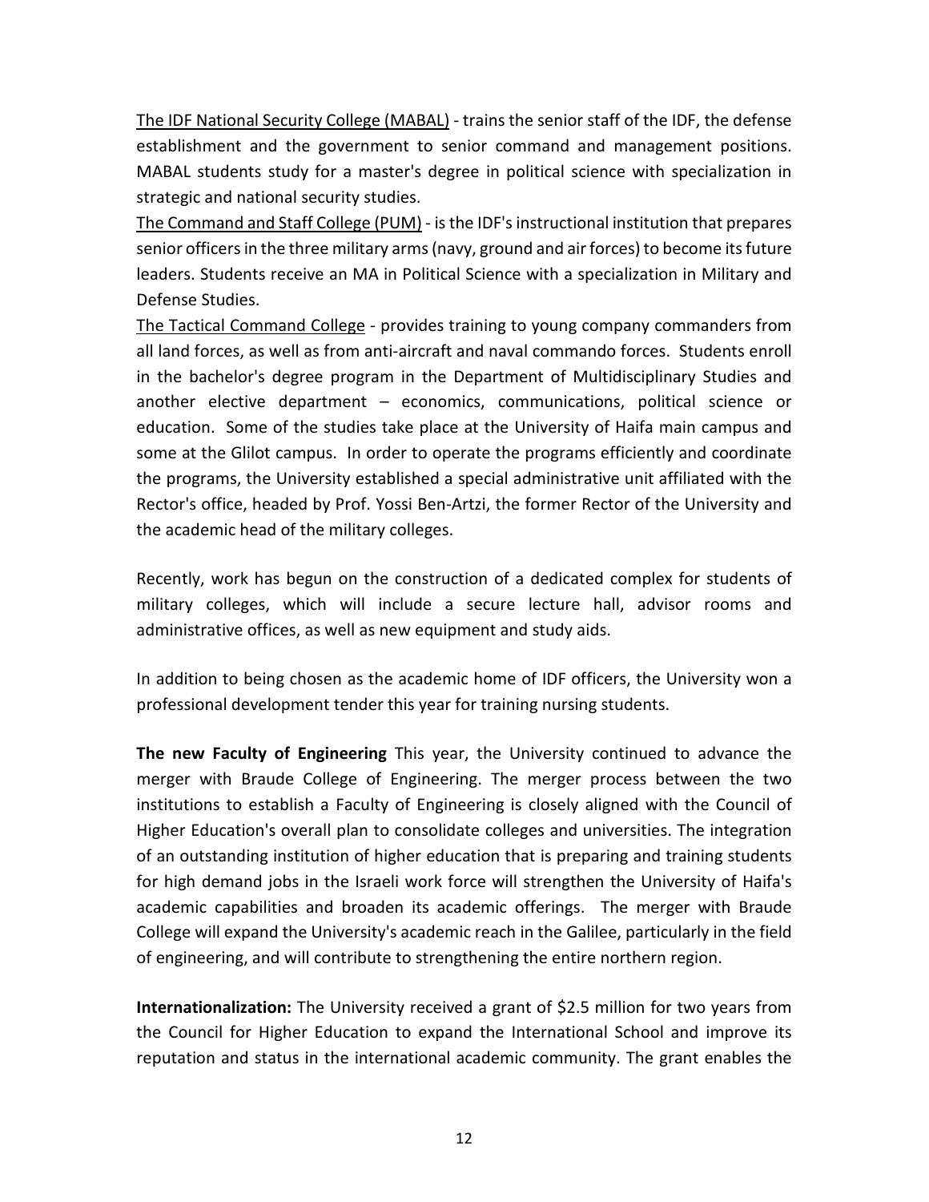<u>The IDF National Security College (MABAL)</u> - trains the senior staff of the IDF, the defense establishment and the government to senior command and management positions. MABAL students study for a master's degree in political science with specialization in strategic and national security studies.

<u>The Command and Staff College (PUM)</u> - is the IDF's instructional institution that prepares senior officers in the three military arms (navy, ground and air forces) to become its future leaders. Students receive an MA in Political Science with a specialization in Military and Defense Studies.

<u>The Tactical Command College</u> - provides training to young company commanders from all land forces, as well as from anti-aircraft and naval commando forces. Students enroll in the bachelor's degree program in the Department of Multidisciplinary Studies and another elective department – economics, communications, political science or education. Some of the studies take place at the University of Haifa main campus and some at the Glilot campus. In order to operate the programs efficiently and coordinate the programs, the University established a special administrative unit affiliated with the Rector's office, headed by Prof. Yossi Ben-Artzi, the former Rector of the University and the academic head of the military colleges.

Recently, work has begun on the construction of a dedicated complex for students of military colleges, which will include a secure lecture hall, advisor rooms and administrative offices, as well as new equipment and study aids.

In addition to being chosen as the academic home of IDF officers, the University won a professional development tender this year for training nursing students.

**The new Faculty of Engineering** This year, the University continued to advance the merger with Braude College of Engineering. The merger process between the two institutions to establish a Faculty of Engineering is closely aligned with the Council of Higher Education's overall plan to consolidate colleges and universities. The integration of an outstanding institution of higher education that is preparing and training students for high demand jobs in the Israeli work force will strengthen the University of Haifa's academic capabilities and broaden its academic offerings. The merger with Braude College will expand the University's academic reach in the Galilee, particularly in the field of engineering, and will contribute to strengthening the entire northern region.

**Internationalization:** The University received a grant of $2.5 million for two years from the Council for Higher Education to expand the International School and improve its reputation and status in the international academic community. The grant enables the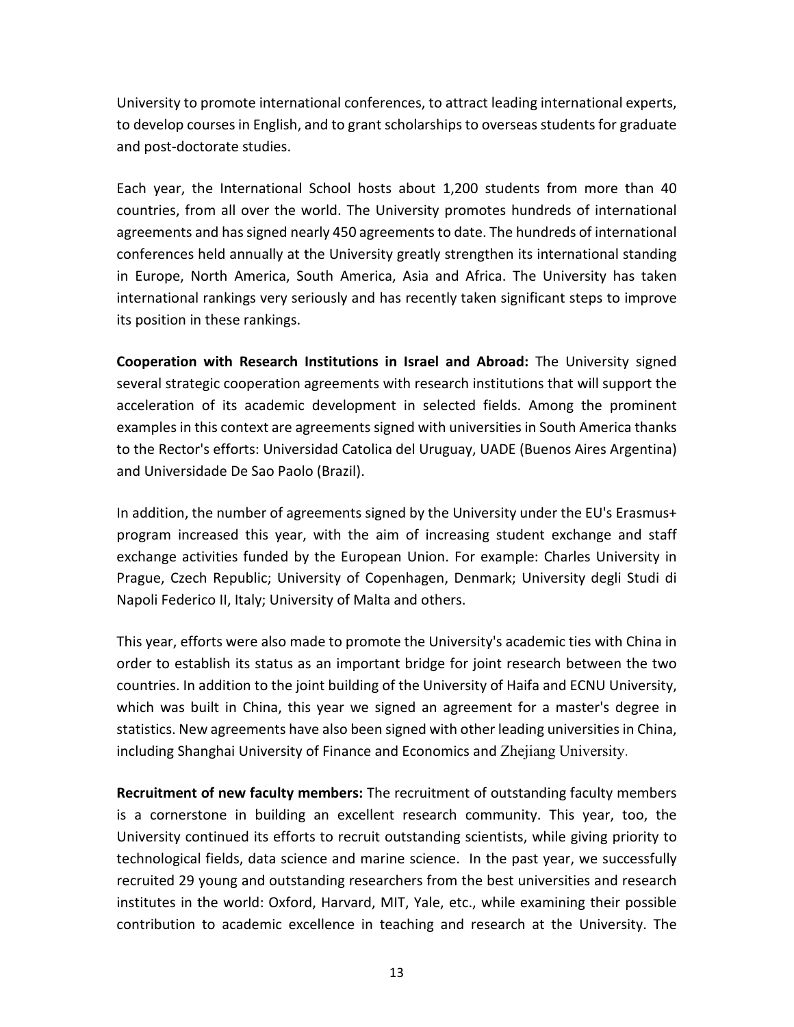University to promote international conferences, to attract leading international experts, to develop courses in English, and to grant scholarships to overseas students for graduate and post-doctorate studies.

Each year, the International School hosts about 1,200 students from more than 40 countries, from all over the world. The University promotes hundreds of international agreements and has signed nearly 450 agreements to date. The hundreds of international conferences held annually at the University greatly strengthen its international standing in Europe, North America, South America, Asia and Africa. The University has taken international rankings very seriously and has recently taken significant steps to improve its position in these rankings.

**Cooperation with Research Institutions in Israel and Abroad:** The University signed several strategic cooperation agreements with research institutions that will support the acceleration of its academic development in selected fields. Among the prominent examples in this context are agreements signed with universities in South America thanks to the Rector's efforts: Universidad Catolica del Uruguay, UADE (Buenos Aires Argentina) and Universidade De Sao Paolo (Brazil).

In addition, the number of agreements signed by the University under the EU's Erasmus+ program increased this year, with the aim of increasing student exchange and staff exchange activities funded by the European Union. For example: Charles University in Prague, Czech Republic; University of Copenhagen, Denmark; University degli Studi di Napoli Federico II, Italy; University of Malta and others.

This year, efforts were also made to promote the University's academic ties with China in order to establish its status as an important bridge for joint research between the two countries. In addition to the joint building of the University of Haifa and ECNU University, which was built in China, this year we signed an agreement for a master's degree in statistics. New agreements have also been signed with other leading universities in China, including Shanghai University of Finance and Economics and Zhejiang University.

**Recruitment of new faculty members:** The recruitment of outstanding faculty members is a cornerstone in building an excellent research community. This year, too, the University continued its efforts to recruit outstanding scientists, while giving priority to technological fields, data science and marine science. In the past year, we successfully recruited 29 young and outstanding researchers from the best universities and research institutes in the world: Oxford, Harvard, MIT, Yale, etc., while examining their possible contribution to academic excellence in teaching and research at the University. The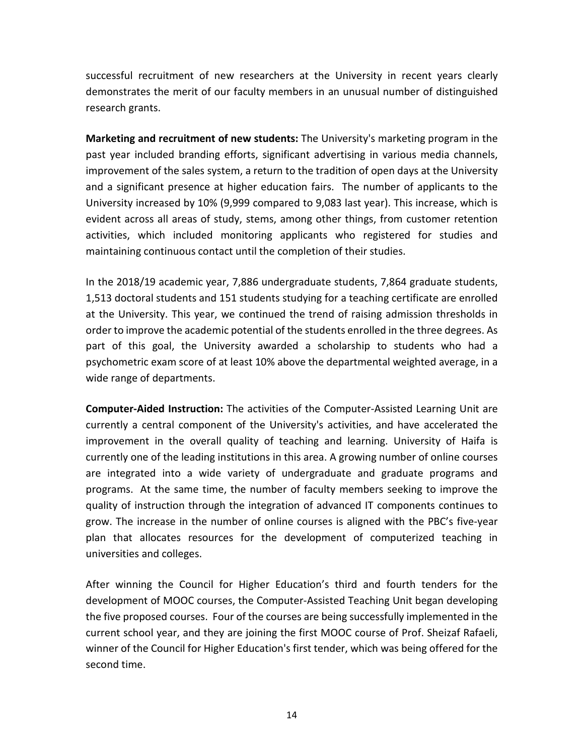successful recruitment of new researchers at the University in recent years clearly demonstrates the merit of our faculty members in an unusual number of distinguished research grants.

**Marketing and recruitment of new students:** The University's marketing program in the past year included branding efforts, significant advertising in various media channels, improvement of the sales system, a return to the tradition of open days at the University and a significant presence at higher education fairs. The number of applicants to the University increased by 10% (9,999 compared to 9,083 last year). This increase, which is evident across all areas of study, stems, among other things, from customer retention activities, which included monitoring applicants who registered for studies and maintaining continuous contact until the completion of their studies.

In the 2018/19 academic year, 7,886 undergraduate students, 7,864 graduate students, 1,513 doctoral students and 151 students studying for a teaching certificate are enrolled at the University. This year, we continued the trend of raising admission thresholds in order to improve the academic potential of the students enrolled in the three degrees. As part of this goal, the University awarded a scholarship to students who had a psychometric exam score of at least 10% above the departmental weighted average, in a wide range of departments.

**Computer-Aided Instruction:** The activities of the Computer-Assisted Learning Unit are currently a central component of the University's activities, and have accelerated the improvement in the overall quality of teaching and learning. University of Haifa is currently one of the leading institutions in this area. A growing number of online courses are integrated into a wide variety of undergraduate and graduate programs and programs. At the same time, the number of faculty members seeking to improve the quality of instruction through the integration of advanced IT components continues to grow. The increase in the number of online courses is aligned with the PBC's five-year plan that allocates resources for the development of computerized teaching in universities and colleges.

After winning the Council for Higher Education's third and fourth tenders for the development of MOOC courses, the Computer-Assisted Teaching Unit began developing the five proposed courses. Four of the courses are being successfully implemented in the current school year, and they are joining the first MOOC course of Prof. Sheizaf Rafaeli, winner of the Council for Higher Education's first tender, which was being offered for the second time.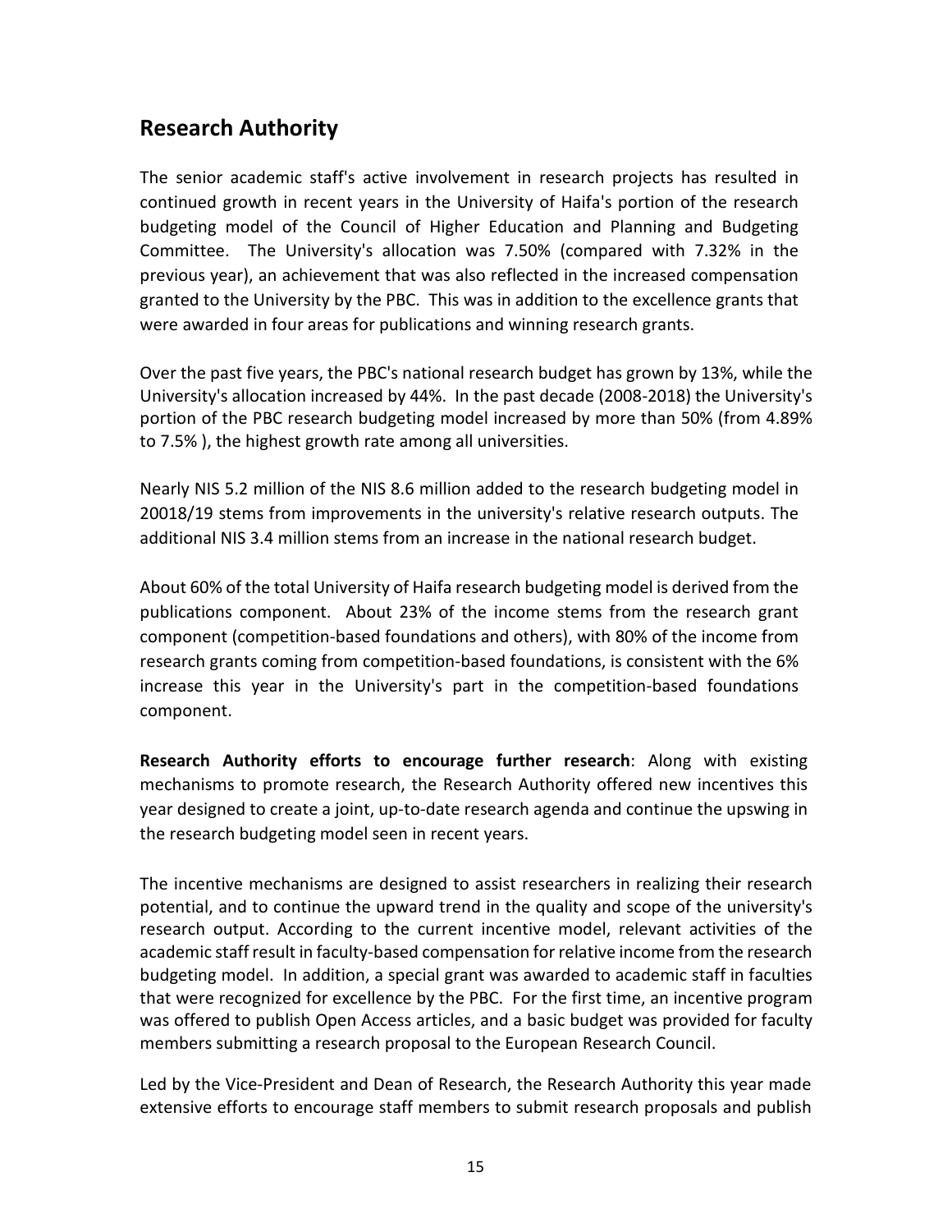## Research Authority

The senior academic staff's active involvement in research projects has resulted in continued growth in recent years in the University of Haifa's portion of the research budgeting model of the Council of Higher Education and Planning and Budgeting Committee. The University's allocation was 7.50% (compared with 7.32% in the previous year), an achievement that was also reflected in the increased compensation granted to the University by the PBC. This was in addition to the excellence grants that were awarded in four areas for publications and winning research grants.

Over the past five years, the PBC's national research budget has grown by 13%, while the University's allocation increased by 44%. In the past decade (2008-2018) the University's portion of the PBC research budgeting model increased by more than 50% (from 4.89% to 7.5% ), the highest growth rate among all universities.

Nearly NIS 5.2 million of the NIS 8.6 million added to the research budgeting model in 20018/19 stems from improvements in the university's relative research outputs. The additional NIS 3.4 million stems from an increase in the national research budget.

About 60% of the total University of Haifa research budgeting model is derived from the publications component. About 23% of the income stems from the research grant component (competition-based foundations and others), with 80% of the income from research grants coming from competition-based foundations, is consistent with the 6% increase this year in the University's part in the competition-based foundations component.

**Research Authority efforts to encourage further research**: Along with existing mechanisms to promote research, the Research Authority offered new incentives this year designed to create a joint, up-to-date research agenda and continue the upswing in the research budgeting model seen in recent years.

The incentive mechanisms are designed to assist researchers in realizing their research potential, and to continue the upward trend in the quality and scope of the university's research output. According to the current incentive model, relevant activities of the academic staff result in faculty-based compensation for relative income from the research budgeting model. In addition, a special grant was awarded to academic staff in faculties that were recognized for excellence by the PBC. For the first time, an incentive program was offered to publish Open Access articles, and a basic budget was provided for faculty members submitting a research proposal to the European Research Council.

Led by the Vice-President and Dean of Research, the Research Authority this year made extensive efforts to encourage staff members to submit research proposals and publish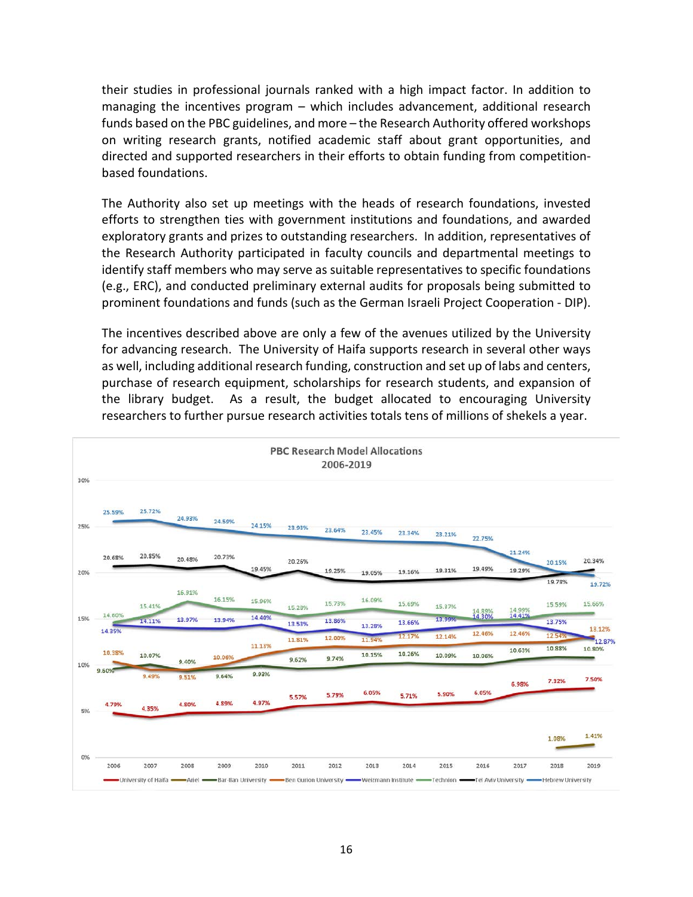their studies in professional journals ranked with a high impact factor. In addition to managing the incentives program – which includes advancement, additional research funds based on the PBC guidelines, and more – the Research Authority offered workshops on writing research grants, notified academic staff about grant opportunities, and directed and supported researchers in their efforts to obtain funding from competition-based foundations.

The Authority also set up meetings with the heads of research foundations, invested efforts to strengthen ties with government institutions and foundations, and awarded exploratory grants and prizes to outstanding researchers. In addition, representatives of the Research Authority participated in faculty councils and departmental meetings to identify staff members who may serve as suitable representatives to specific foundations (e.g., ERC), and conducted preliminary external audits for proposals being submitted to prominent foundations and funds (such as the German Israeli Project Cooperation - DIP).

The incentives described above are only a few of the avenues utilized by the University for advancing research. The University of Haifa supports research in several other ways as well, including additional research funding, construction and set up of labs and centers, purchase of research equipment, scholarships for research students, and expansion of the library budget. As a result, the budget allocated to encouraging University researchers to further pursue research activities totals tens of millions of shekels a year.

**PBC Research Model Allocations 2006-2019**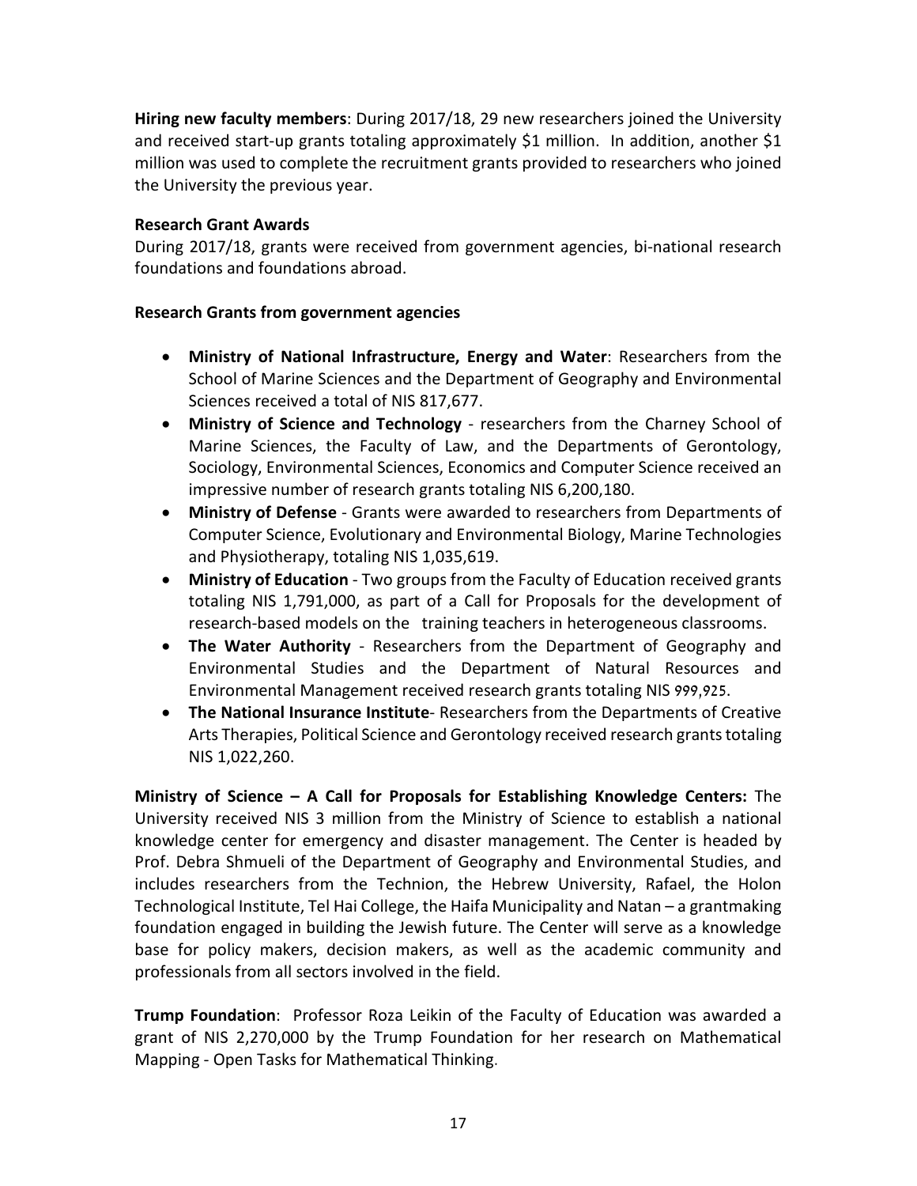**Hiring new faculty members**: During 2017/18, 29 new researchers joined the University and received start-up grants totaling approximately $1 million. In addition, another $1 million was used to complete the recruitment grants provided to researchers who joined the University the previous year.

**Research Grant Awards**

During 2017/18, grants were received from government agencies, bi-national research foundations and foundations abroad.

**Research Grants from government agencies**

- **Ministry of National Infrastructure, Energy and Water**: Researchers from the School of Marine Sciences and the Department of Geography and Environmental Sciences received a total of NIS 817,677.
- **Ministry of Science and Technology** - researchers from the Charney School of Marine Sciences, the Faculty of Law, and the Departments of Gerontology, Sociology, Environmental Sciences, Economics and Computer Science received an impressive number of research grants totaling NIS 6,200,180.
- **Ministry of Defense** - Grants were awarded to researchers from Departments of Computer Science, Evolutionary and Environmental Biology, Marine Technologies and Physiotherapy, totaling NIS 1,035,619.
- **Ministry of Education** - Two groups from the Faculty of Education received grants totaling NIS 1,791,000, as part of a Call for Proposals for the development of research-based models on the training teachers in heterogeneous classrooms.
- **The Water Authority** - Researchers from the Department of Geography and Environmental Studies and the Department of Natural Resources and Environmental Management received research grants totaling NIS 999,925.
- **The National Insurance Institute**- Researchers from the Departments of Creative Arts Therapies, Political Science and Gerontology received research grants totaling NIS 1,022,260.

**Ministry of Science – A Call for Proposals for Establishing Knowledge Centers:** The University received NIS 3 million from the Ministry of Science to establish a national knowledge center for emergency and disaster management. The Center is headed by Prof. Debra Shmueli of the Department of Geography and Environmental Studies, and includes researchers from the Technion, the Hebrew University, Rafael, the Holon Technological Institute, Tel Hai College, the Haifa Municipality and Natan – a grantmaking foundation engaged in building the Jewish future. The Center will serve as a knowledge base for policy makers, decision makers, as well as the academic community and professionals from all sectors involved in the field.

**Trump Foundation**: Professor Roza Leikin of the Faculty of Education was awarded a grant of NIS 2,270,000 by the Trump Foundation for her research on Mathematical Mapping - Open Tasks for Mathematical Thinking.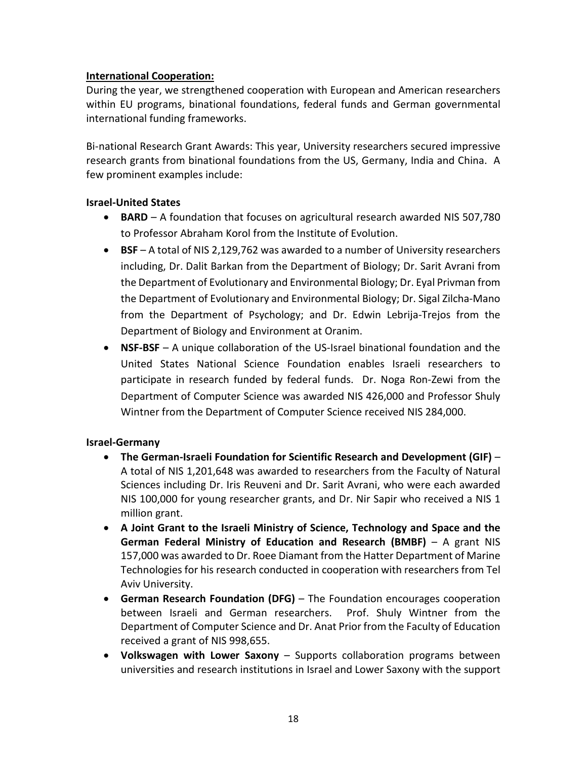**International Cooperation:**

During the year, we strengthened cooperation with European and American researchers within EU programs, binational foundations, federal funds and German governmental international funding frameworks.

Bi-national Research Grant Awards: This year, University researchers secured impressive research grants from binational foundations from the US, Germany, India and China. A few prominent examples include:

**Israel-United States**

- **BARD** – A foundation that focuses on agricultural research awarded NIS 507,780 to Professor Abraham Korol from the Institute of Evolution.
- **BSF** – A total of NIS 2,129,762 was awarded to a number of University researchers including, Dr. Dalit Barkan from the Department of Biology; Dr. Sarit Avrani from the Department of Evolutionary and Environmental Biology; Dr. Eyal Privman from the Department of Evolutionary and Environmental Biology; Dr. Sigal Zilcha-Mano from the Department of Psychology; and Dr. Edwin Lebrija-Trejos from the Department of Biology and Environment at Oranim.
- **NSF-BSF** – A unique collaboration of the US-Israel binational foundation and the United States National Science Foundation enables Israeli researchers to participate in research funded by federal funds. Dr. Noga Ron-Zewi from the Department of Computer Science was awarded NIS 426,000 and Professor Shuly Wintner from the Department of Computer Science received NIS 284,000.

**Israel-Germany**

- **The German-Israeli Foundation for Scientific Research and Development (GIF)** – A total of NIS 1,201,648 was awarded to researchers from the Faculty of Natural Sciences including Dr. Iris Reuveni and Dr. Sarit Avrani, who were each awarded NIS 100,000 for young researcher grants, and Dr. Nir Sapir who received a NIS 1 million grant.
- **A Joint Grant to the Israeli Ministry of Science, Technology and Space and the German Federal Ministry of Education and Research (BMBF)** – A grant NIS 157,000 was awarded to Dr. Roee Diamant from the Hatter Department of Marine Technologies for his research conducted in cooperation with researchers from Tel Aviv University.
- **German Research Foundation (DFG)** – The Foundation encourages cooperation between Israeli and German researchers. Prof. Shuly Wintner from the Department of Computer Science and Dr. Anat Prior from the Faculty of Education received a grant of NIS 998,655.
- **Volkswagen with Lower Saxony** – Supports collaboration programs between universities and research institutions in Israel and Lower Saxony with the support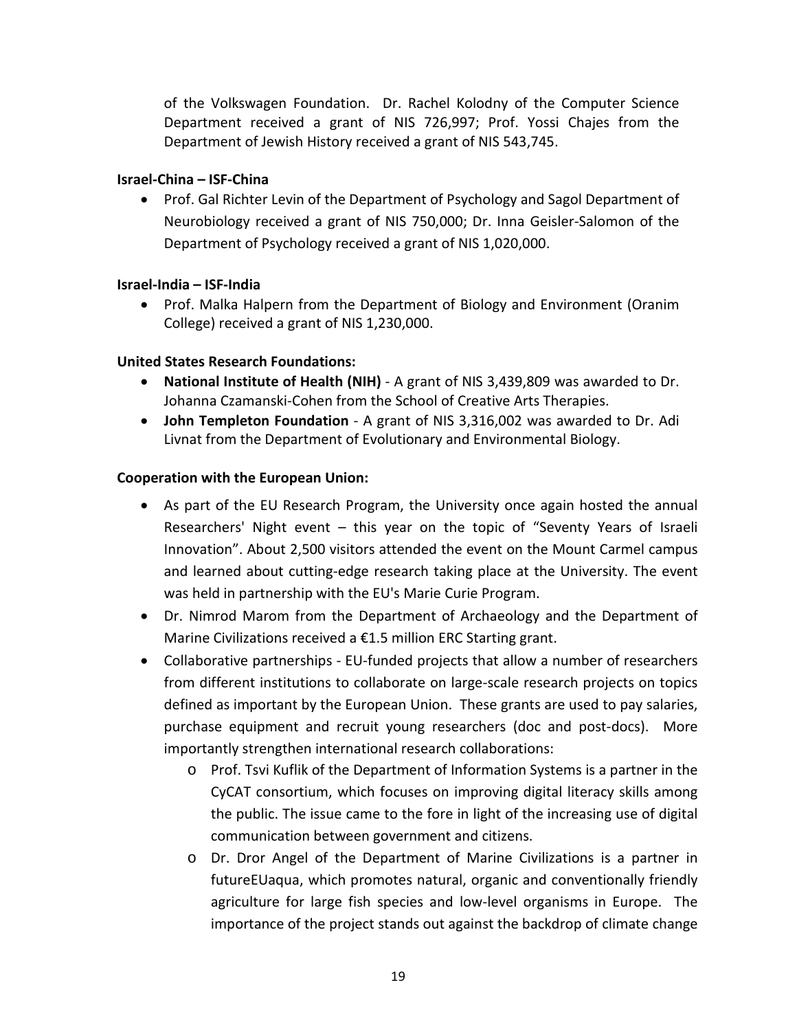of the Volkswagen Foundation. Dr. Rachel Kolodny of the Computer Science Department received a grant of NIS 726,997; Prof. Yossi Chajes from the Department of Jewish History received a grant of NIS 543,745.

**Israel-China – ISF-China**

- Prof. Gal Richter Levin of the Department of Psychology and Sagol Department of Neurobiology received a grant of NIS 750,000; Dr. Inna Geisler-Salomon of the Department of Psychology received a grant of NIS 1,020,000.

**Israel-India – ISF-India**

- Prof. Malka Halpern from the Department of Biology and Environment (Oranim College) received a grant of NIS 1,230,000.

**United States Research Foundations:**

- **National Institute of Health (NIH)** - A grant of NIS 3,439,809 was awarded to Dr. Johanna Czamanski-Cohen from the School of Creative Arts Therapies.
- **John Templeton Foundation** - A grant of NIS 3,316,002 was awarded to Dr. Adi Livnat from the Department of Evolutionary and Environmental Biology.

**Cooperation with the European Union:**

- As part of the EU Research Program, the University once again hosted the annual Researchers' Night event – this year on the topic of "Seventy Years of Israeli Innovation". About 2,500 visitors attended the event on the Mount Carmel campus and learned about cutting-edge research taking place at the University. The event was held in partnership with the EU's Marie Curie Program.
- Dr. Nimrod Marom from the Department of Archaeology and the Department of Marine Civilizations received a €1.5 million ERC Starting grant.
- Collaborative partnerships - EU-funded projects that allow a number of researchers from different institutions to collaborate on large-scale research projects on topics defined as important by the European Union. These grants are used to pay salaries, purchase equipment and recruit young researchers (doc and post-docs). More importantly strengthen international research collaborations:
  - Prof. Tsvi Kuflik of the Department of Information Systems is a partner in the CyCAT consortium, which focuses on improving digital literacy skills among the public. The issue came to the fore in light of the increasing use of digital communication between government and citizens.
  - Dr. Dror Angel of the Department of Marine Civilizations is a partner in futureEUaqua, which promotes natural, organic and conventionally friendly agriculture for large fish species and low-level organisms in Europe. The importance of the project stands out against the backdrop of climate change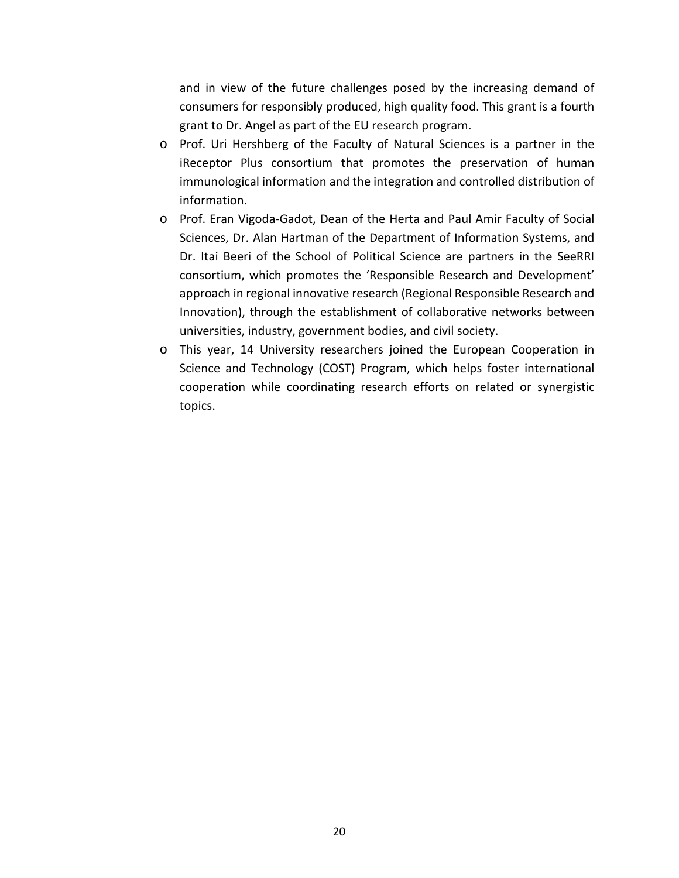and in view of the future challenges posed by the increasing demand of consumers for responsibly produced, high quality food. This grant is a fourth grant to Dr. Angel as part of the EU research program.

- Prof. Uri Hershberg of the Faculty of Natural Sciences is a partner in the iReceptor Plus consortium that promotes the preservation of human immunological information and the integration and controlled distribution of information.
- Prof. Eran Vigoda-Gadot, Dean of the Herta and Paul Amir Faculty of Social Sciences, Dr. Alan Hartman of the Department of Information Systems, and Dr. Itai Beeri of the School of Political Science are partners in the SeeRRI consortium, which promotes the 'Responsible Research and Development' approach in regional innovative research (Regional Responsible Research and Innovation), through the establishment of collaborative networks between universities, industry, government bodies, and civil society.
- This year, 14 University researchers joined the European Cooperation in Science and Technology (COST) Program, which helps foster international cooperation while coordinating research efforts on related or synergistic topics.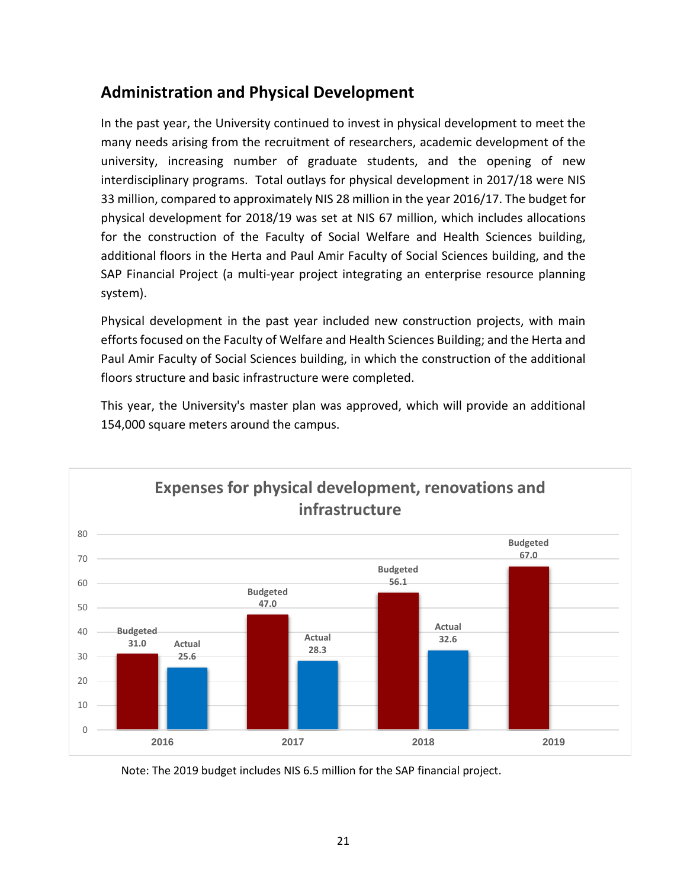## Administration and Physical Development

In the past year, the University continued to invest in physical development to meet the many needs arising from the recruitment of researchers, academic development of the university, increasing number of graduate students, and the opening of new interdisciplinary programs. Total outlays for physical development in 2017/18 were NIS 33 million, compared to approximately NIS 28 million in the year 2016/17. The budget for physical development for 2018/19 was set at NIS 67 million, which includes allocations for the construction of the Faculty of Social Welfare and Health Sciences building, additional floors in the Herta and Paul Amir Faculty of Social Sciences building, and the SAP Financial Project (a multi-year project integrating an enterprise resource planning system).

Physical development in the past year included new construction projects, with main efforts focused on the Faculty of Welfare and Health Sciences Building; and the Herta and Paul Amir Faculty of Social Sciences building, in which the construction of the additional floors structure and basic infrastructure were completed.

This year, the University's master plan was approved, which will provide an additional 154,000 square meters around the campus.

**Expenses for physical development, renovations and infrastructure**

| Year | Budgeted | Actual |
|---|---|---|
| 2016 | 31.0 | 25.6 |
| 2017 | 47.0 | 28.3 |
| 2018 | 56.1 | 32.6 |
| 2019 | 67.0 | |

Note: The 2019 budget includes NIS 6.5 million for the SAP financial project.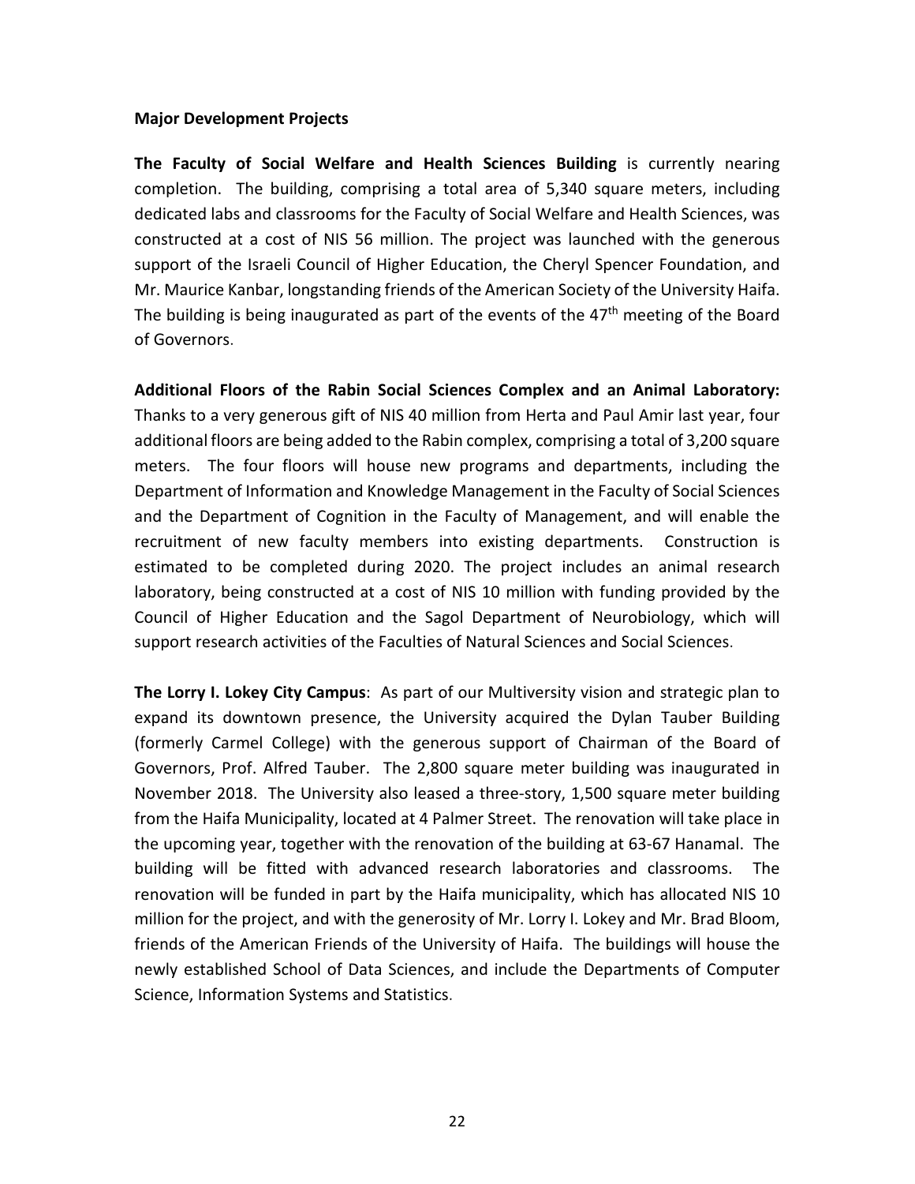**Major Development Projects**

**The Faculty of Social Welfare and Health Sciences Building** is currently nearing completion. The building, comprising a total area of 5,340 square meters, including dedicated labs and classrooms for the Faculty of Social Welfare and Health Sciences, was constructed at a cost of NIS 56 million. The project was launched with the generous support of the Israeli Council of Higher Education, the Cheryl Spencer Foundation, and Mr. Maurice Kanbar, longstanding friends of the American Society of the University Haifa. The building is being inaugurated as part of the events of the 47th meeting of the Board of Governors.

**Additional Floors of the Rabin Social Sciences Complex and an Animal Laboratory:** Thanks to a very generous gift of NIS 40 million from Herta and Paul Amir last year, four additional floors are being added to the Rabin complex, comprising a total of 3,200 square meters. The four floors will house new programs and departments, including the Department of Information and Knowledge Management in the Faculty of Social Sciences and the Department of Cognition in the Faculty of Management, and will enable the recruitment of new faculty members into existing departments. Construction is estimated to be completed during 2020. The project includes an animal research laboratory, being constructed at a cost of NIS 10 million with funding provided by the Council of Higher Education and the Sagol Department of Neurobiology, which will support research activities of the Faculties of Natural Sciences and Social Sciences.

**The Lorry I. Lokey City Campus**: As part of our Multiversity vision and strategic plan to expand its downtown presence, the University acquired the Dylan Tauber Building (formerly Carmel College) with the generous support of Chairman of the Board of Governors, Prof. Alfred Tauber. The 2,800 square meter building was inaugurated in November 2018. The University also leased a three-story, 1,500 square meter building from the Haifa Municipality, located at 4 Palmer Street. The renovation will take place in the upcoming year, together with the renovation of the building at 63-67 Hanamal. The building will be fitted with advanced research laboratories and classrooms. The renovation will be funded in part by the Haifa municipality, which has allocated NIS 10 million for the project, and with the generosity of Mr. Lorry I. Lokey and Mr. Brad Bloom, friends of the American Friends of the University of Haifa. The buildings will house the newly established School of Data Sciences, and include the Departments of Computer Science, Information Systems and Statistics.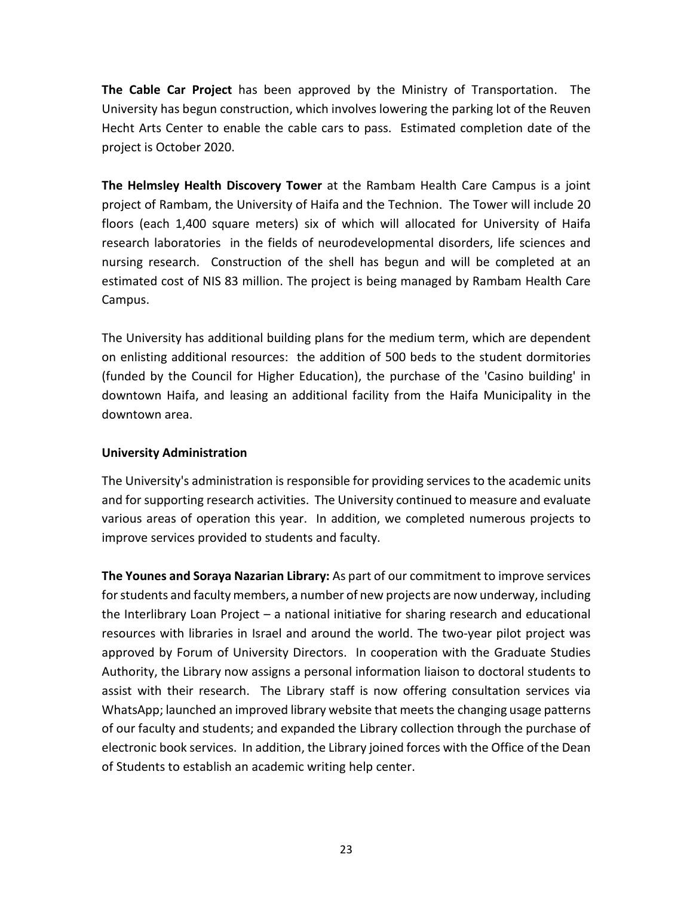**The Cable Car Project** has been approved by the Ministry of Transportation. The University has begun construction, which involves lowering the parking lot of the Reuven Hecht Arts Center to enable the cable cars to pass. Estimated completion date of the project is October 2020.

**The Helmsley Health Discovery Tower** at the Rambam Health Care Campus is a joint project of Rambam, the University of Haifa and the Technion. The Tower will include 20 floors (each 1,400 square meters) six of which will allocated for University of Haifa research laboratories in the fields of neurodevelopmental disorders, life sciences and nursing research. Construction of the shell has begun and will be completed at an estimated cost of NIS 83 million. The project is being managed by Rambam Health Care Campus.

The University has additional building plans for the medium term, which are dependent on enlisting additional resources: the addition of 500 beds to the student dormitories (funded by the Council for Higher Education), the purchase of the 'Casino building' in downtown Haifa, and leasing an additional facility from the Haifa Municipality in the downtown area.

### University Administration

The University's administration is responsible for providing services to the academic units and for supporting research activities. The University continued to measure and evaluate various areas of operation this year. In addition, we completed numerous projects to improve services provided to students and faculty.

**The Younes and Soraya Nazarian Library:** As part of our commitment to improve services for students and faculty members, a number of new projects are now underway, including the Interlibrary Loan Project – a national initiative for sharing research and educational resources with libraries in Israel and around the world. The two-year pilot project was approved by Forum of University Directors. In cooperation with the Graduate Studies Authority, the Library now assigns a personal information liaison to doctoral students to assist with their research. The Library staff is now offering consultation services via WhatsApp; launched an improved library website that meets the changing usage patterns of our faculty and students; and expanded the Library collection through the purchase of electronic book services. In addition, the Library joined forces with the Office of the Dean of Students to establish an academic writing help center.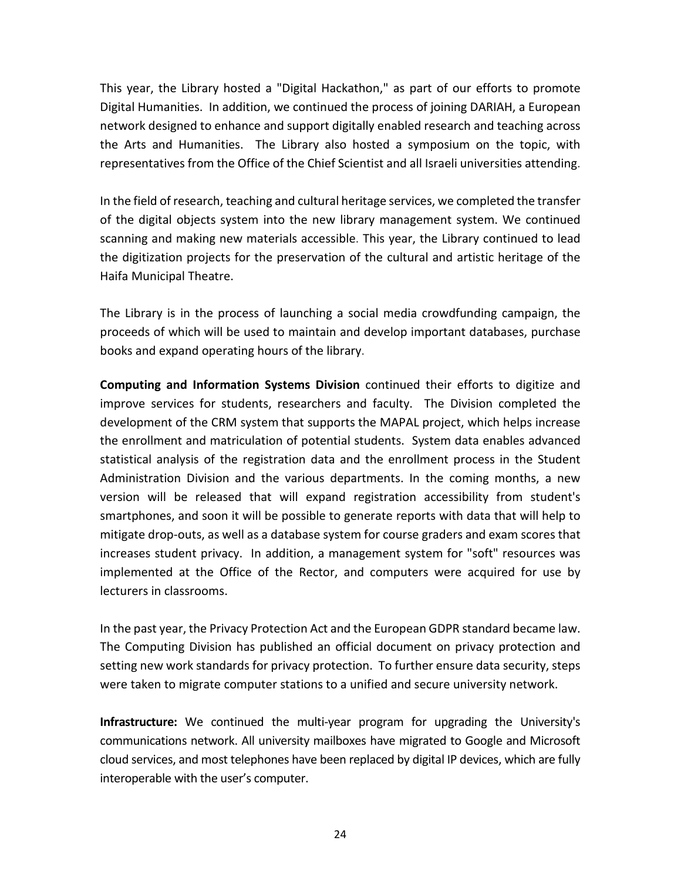This year, the Library hosted a "Digital Hackathon," as part of our efforts to promote Digital Humanities. In addition, we continued the process of joining DARIAH, a European network designed to enhance and support digitally enabled research and teaching across the Arts and Humanities. The Library also hosted a symposium on the topic, with representatives from the Office of the Chief Scientist and all Israeli universities attending.

In the field of research, teaching and cultural heritage services, we completed the transfer of the digital objects system into the new library management system. We continued scanning and making new materials accessible. This year, the Library continued to lead the digitization projects for the preservation of the cultural and artistic heritage of the Haifa Municipal Theatre.

The Library is in the process of launching a social media crowdfunding campaign, the proceeds of which will be used to maintain and develop important databases, purchase books and expand operating hours of the library.

**Computing and Information Systems Division** continued their efforts to digitize and improve services for students, researchers and faculty. The Division completed the development of the CRM system that supports the MAPAL project, which helps increase the enrollment and matriculation of potential students. System data enables advanced statistical analysis of the registration data and the enrollment process in the Student Administration Division and the various departments. In the coming months, a new version will be released that will expand registration accessibility from student's smartphones, and soon it will be possible to generate reports with data that will help to mitigate drop-outs, as well as a database system for course graders and exam scores that increases student privacy. In addition, a management system for "soft" resources was implemented at the Office of the Rector, and computers were acquired for use by lecturers in classrooms.

In the past year, the Privacy Protection Act and the European GDPR standard became law. The Computing Division has published an official document on privacy protection and setting new work standards for privacy protection. To further ensure data security, steps were taken to migrate computer stations to a unified and secure university network.

**Infrastructure:** We continued the multi-year program for upgrading the University's communications network. All university mailboxes have migrated to Google and Microsoft cloud services, and most telephones have been replaced by digital IP devices, which are fully interoperable with the user's computer.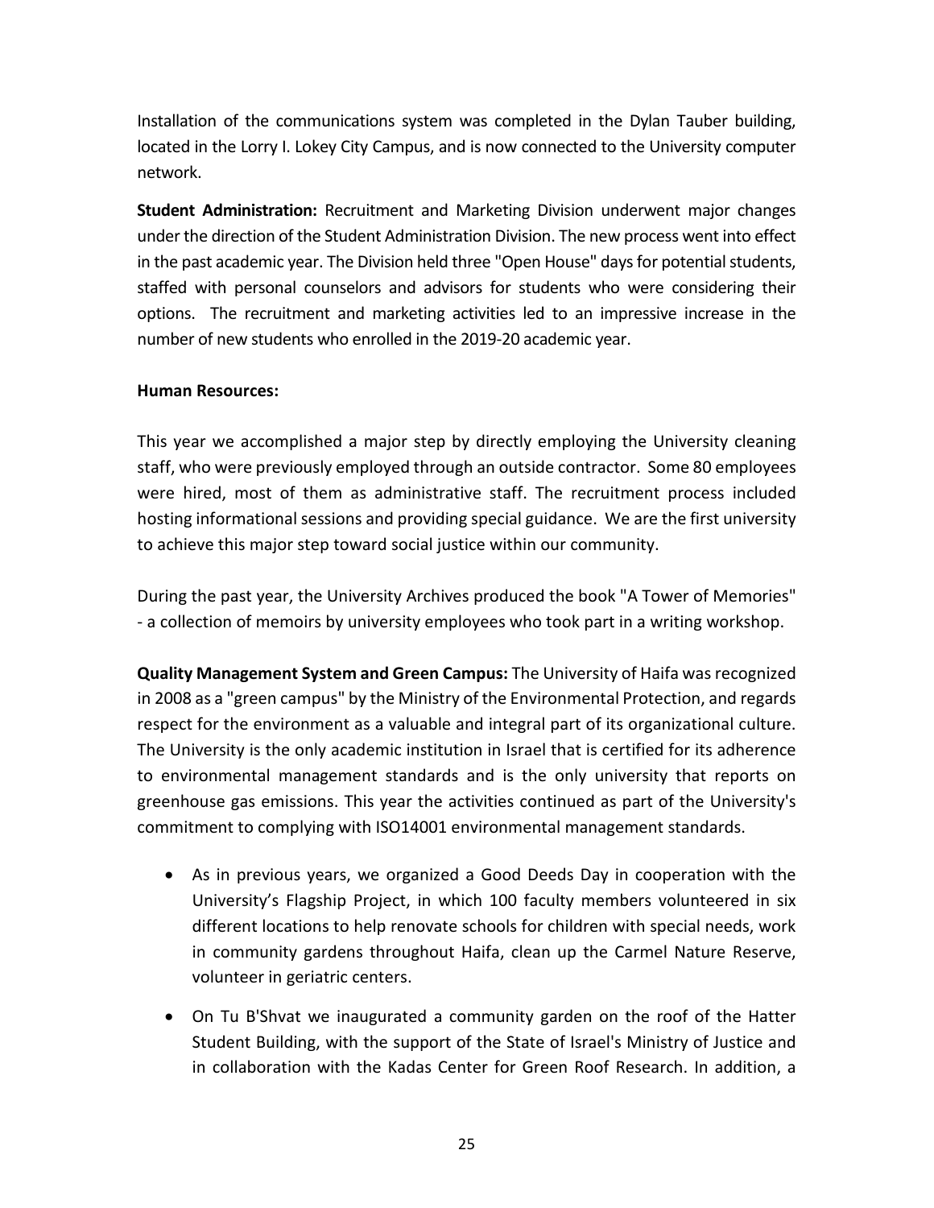Installation of the communications system was completed in the Dylan Tauber building, located in the Lorry I. Lokey City Campus, and is now connected to the University computer network.

**Student Administration:** Recruitment and Marketing Division underwent major changes under the direction of the Student Administration Division. The new process went into effect in the past academic year. The Division held three "Open House" days for potential students, staffed with personal counselors and advisors for students who were considering their options. The recruitment and marketing activities led to an impressive increase in the number of new students who enrolled in the 2019-20 academic year.

**Human Resources:**

This year we accomplished a major step by directly employing the University cleaning staff, who were previously employed through an outside contractor. Some 80 employees were hired, most of them as administrative staff. The recruitment process included hosting informational sessions and providing special guidance. We are the first university to achieve this major step toward social justice within our community.

During the past year, the University Archives produced the book "A Tower of Memories" - a collection of memoirs by university employees who took part in a writing workshop.

**Quality Management System and Green Campus:** The University of Haifa was recognized in 2008 as a "green campus" by the Ministry of the Environmental Protection, and regards respect for the environment as a valuable and integral part of its organizational culture. The University is the only academic institution in Israel that is certified for its adherence to environmental management standards and is the only university that reports on greenhouse gas emissions. This year the activities continued as part of the University's commitment to complying with ISO14001 environmental management standards.

- As in previous years, we organized a Good Deeds Day in cooperation with the University's Flagship Project, in which 100 faculty members volunteered in six different locations to help renovate schools for children with special needs, work in community gardens throughout Haifa, clean up the Carmel Nature Reserve, volunteer in geriatric centers.
- On Tu B'Shvat we inaugurated a community garden on the roof of the Hatter Student Building, with the support of the State of Israel's Ministry of Justice and in collaboration with the Kadas Center for Green Roof Research. In addition, a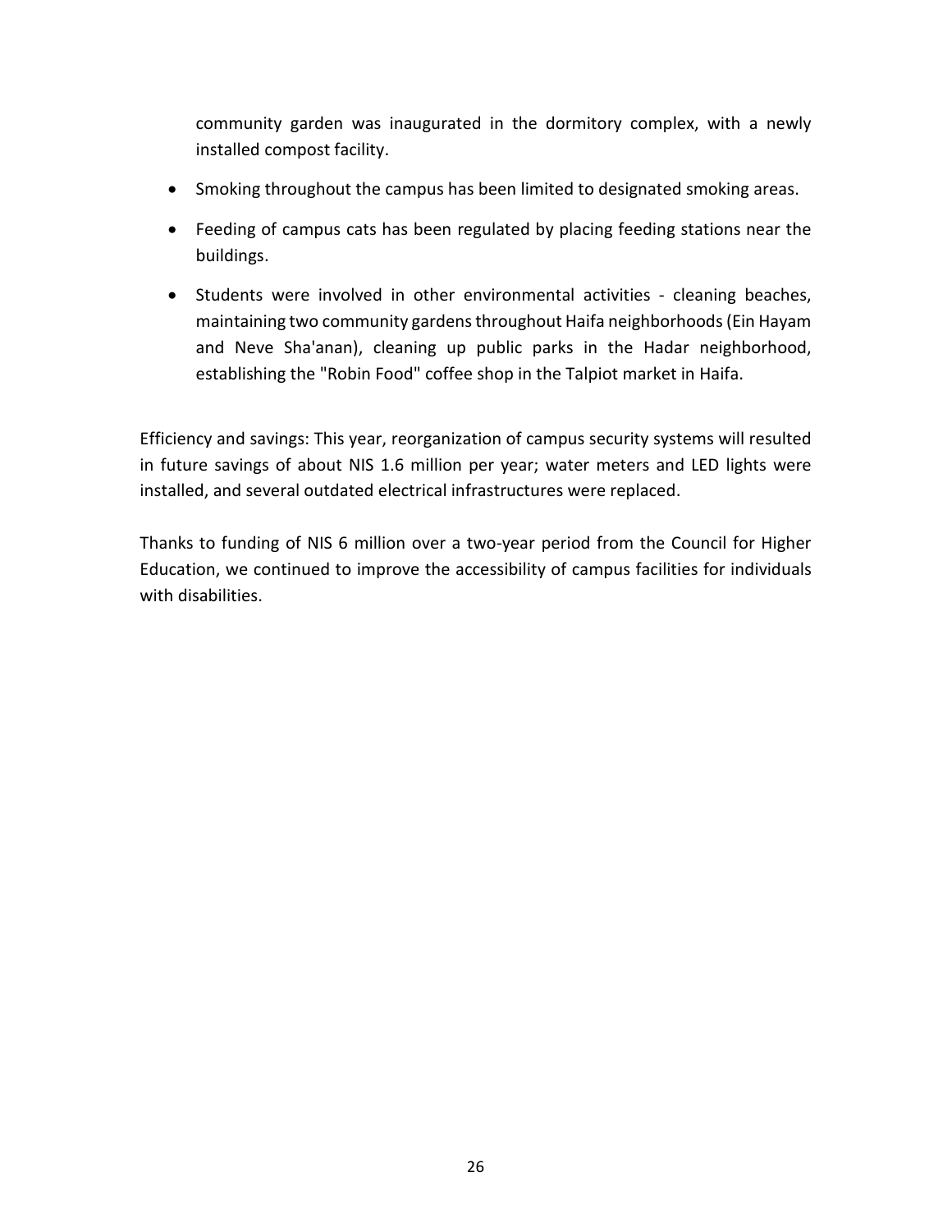community garden was inaugurated in the dormitory complex, with a newly installed compost facility.

- Smoking throughout the campus has been limited to designated smoking areas.
- Feeding of campus cats has been regulated by placing feeding stations near the buildings.
- Students were involved in other environmental activities - cleaning beaches, maintaining two community gardens throughout Haifa neighborhoods (Ein Hayam and Neve Sha'anan), cleaning up public parks in the Hadar neighborhood, establishing the "Robin Food" coffee shop in the Talpiot market in Haifa.

Efficiency and savings: This year, reorganization of campus security systems will resulted in future savings of about NIS 1.6 million per year; water meters and LED lights were installed, and several outdated electrical infrastructures were replaced.

Thanks to funding of NIS 6 million over a two-year period from the Council for Higher Education, we continued to improve the accessibility of campus facilities for individuals with disabilities.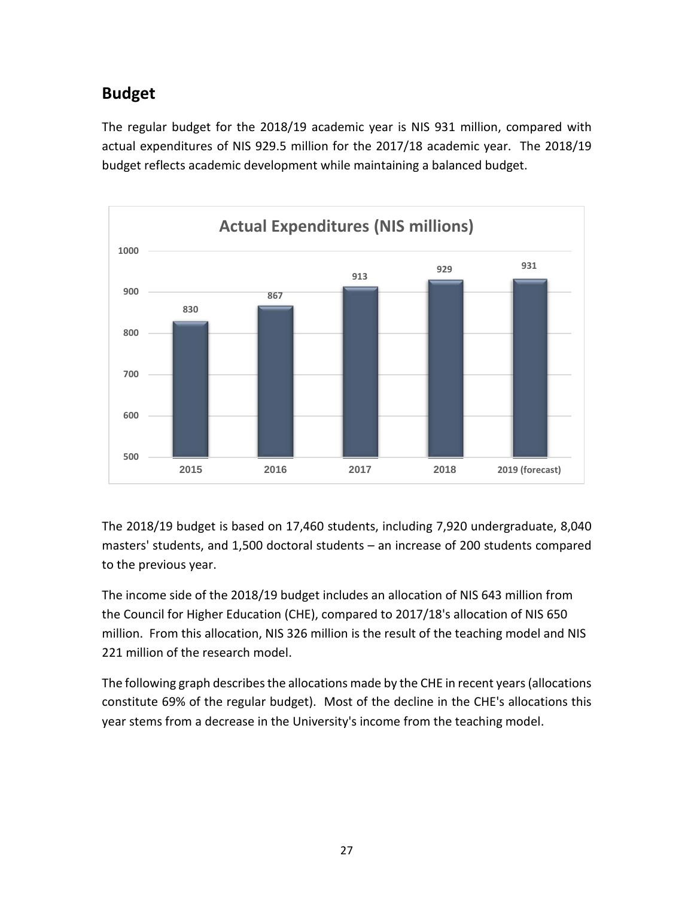## Budget

The regular budget for the 2018/19 academic year is NIS 931 million, compared with actual expenditures of NIS 929.5 million for the 2017/18 academic year. The 2018/19 budget reflects academic development while maintaining a balanced budget.

**Actual Expenditures (NIS millions)**

| 2015 | 2016 | 2017 | 2018 | 2019 (forecast) |
|---|---|---|---|---|
| 830 | 867 | 913 | 929 | 931 |

The 2018/19 budget is based on 17,460 students, including 7,920 undergraduate, 8,040 masters' students, and 1,500 doctoral students – an increase of 200 students compared to the previous year.

The income side of the 2018/19 budget includes an allocation of NIS 643 million from the Council for Higher Education (CHE), compared to 2017/18's allocation of NIS 650 million. From this allocation, NIS 326 million is the result of the teaching model and NIS 221 million of the research model.

The following graph describes the allocations made by the CHE in recent years (allocations constitute 69% of the regular budget). Most of the decline in the CHE's allocations this year stems from a decrease in the University's income from the teaching model.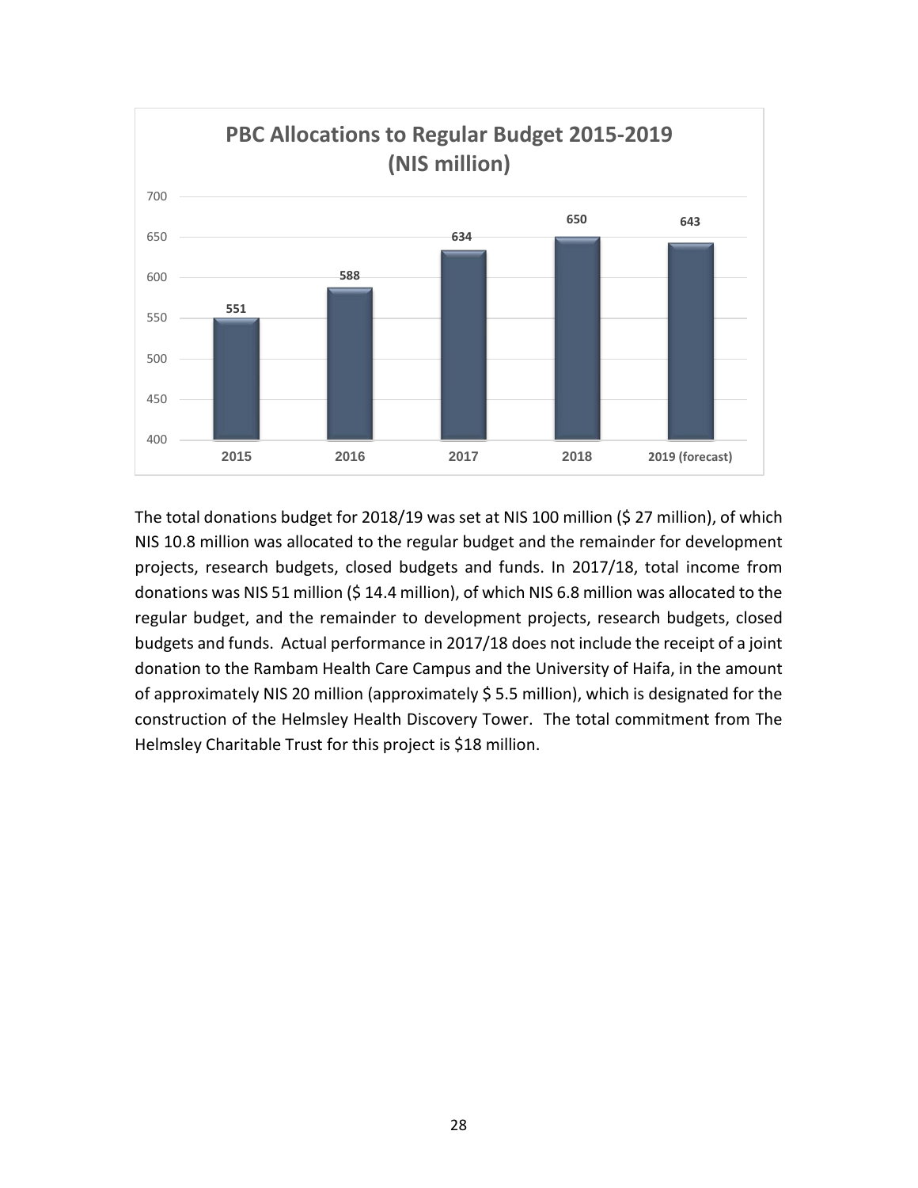**PBC Allocations to Regular Budget 2015-2019 (NIS million)**

| Year | NIS million |
|---|---|
| 2015 | 551 |
| 2016 | 588 |
| 2017 | 634 |
| 2018 | 650 |
| 2019 (forecast) | 643 |

The total donations budget for 2018/19 was set at NIS 100 million ($ 27 million), of which NIS 10.8 million was allocated to the regular budget and the remainder for development projects, research budgets, closed budgets and funds. In 2017/18, total income from donations was NIS 51 million ($ 14.4 million), of which NIS 6.8 million was allocated to the regular budget, and the remainder to development projects, research budgets, closed budgets and funds. Actual performance in 2017/18 does not include the receipt of a joint donation to the Rambam Health Care Campus and the University of Haifa, in the amount of approximately NIS 20 million (approximately $ 5.5 million), which is designated for the construction of the Helmsley Health Discovery Tower. The total commitment from The Helmsley Charitable Trust for this project is $18 million.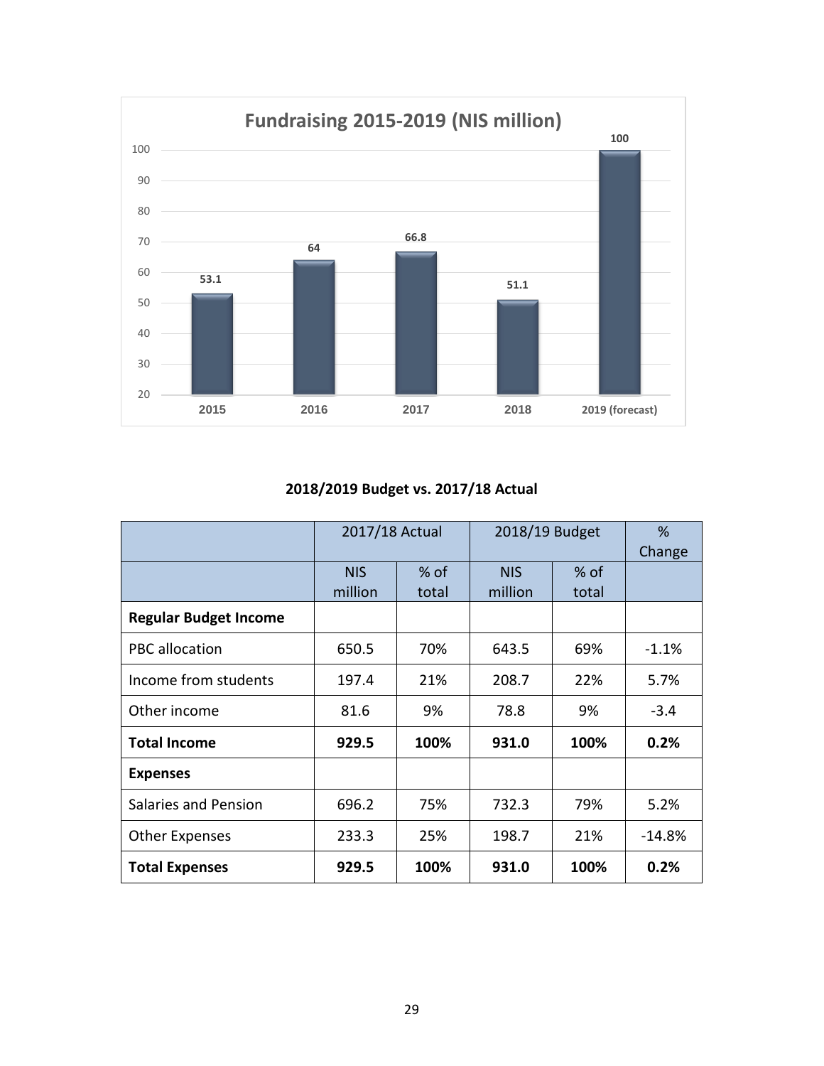**Fundraising 2015-2019 (NIS million)**

| Year | NIS million |
|---|---|
| 2015 | 53.1 |
| 2016 | 64 |
| 2017 | 66.8 |
| 2018 | 51.1 |
| 2019 (forecast) | 100 |

## 2018/2019 Budget vs. 2017/18 Actual

| | 2017/18 Actual | | 2018/19 Budget | | % Change |
|---|---|---|---|---|---|
| | NIS million | % of total | NIS million | % of total | |
| **Regular Budget Income** | | | | | |
| PBC allocation | 650.5 | 70% | 643.5 | 69% | -1.1% |
| Income from students | 197.4 | 21% | 208.7 | 22% | 5.7% |
| Other income | 81.6 | 9% | 78.8 | 9% | -3.4 |
| **Total Income** | **929.5** | **100%** | **931.0** | **100%** | **0.2%** |
| **Expenses** | | | | | |
| Salaries and Pension | 696.2 | 75% | 732.3 | 79% | 5.2% |
| Other Expenses | 233.3 | 25% | 198.7 | 21% | -14.8% |
| **Total Expenses** | **929.5** | **100%** | **931.0** | **100%** | **0.2%** |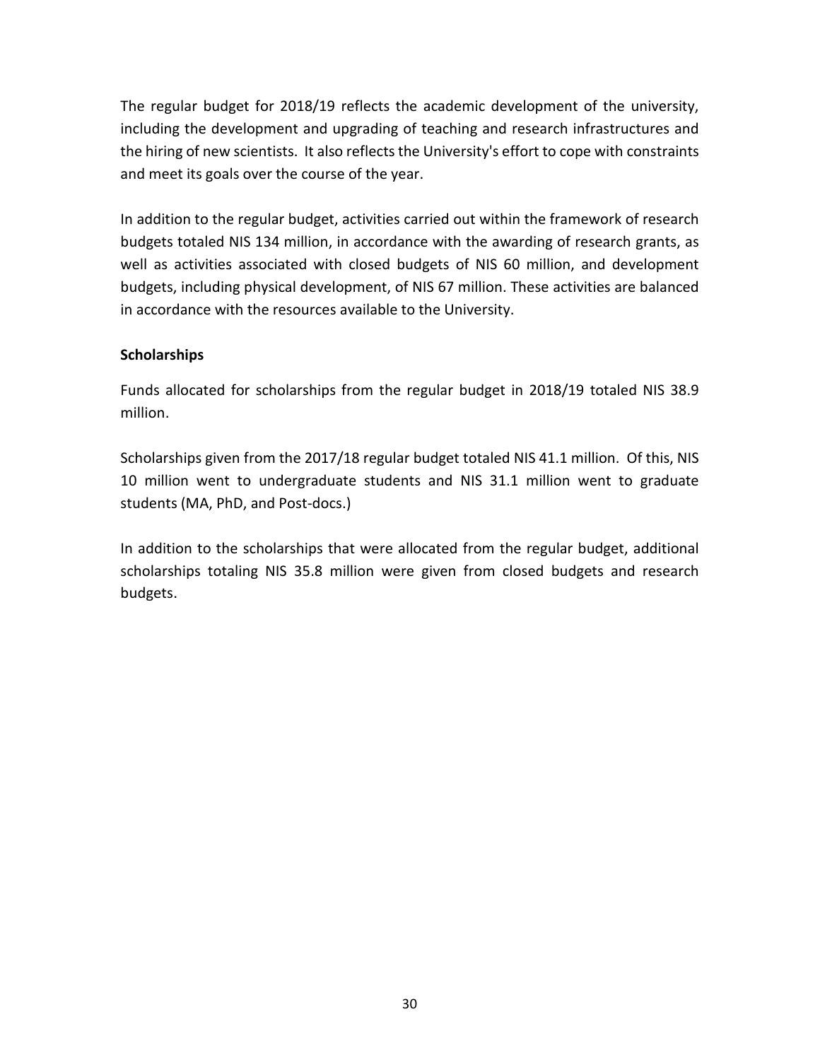The regular budget for 2018/19 reflects the academic development of the university, including the development and upgrading of teaching and research infrastructures and the hiring of new scientists. It also reflects the University's effort to cope with constraints and meet its goals over the course of the year.

In addition to the regular budget, activities carried out within the framework of research budgets totaled NIS 134 million, in accordance with the awarding of research grants, as well as activities associated with closed budgets of NIS 60 million, and development budgets, including physical development, of NIS 67 million. These activities are balanced in accordance with the resources available to the University.

**Scholarships**

Funds allocated for scholarships from the regular budget in 2018/19 totaled NIS 38.9 million.

Scholarships given from the 2017/18 regular budget totaled NIS 41.1 million. Of this, NIS 10 million went to undergraduate students and NIS 31.1 million went to graduate students (MA, PhD, and Post-docs.)

In addition to the scholarships that were allocated from the regular budget, additional scholarships totaling NIS 35.8 million were given from closed budgets and research budgets.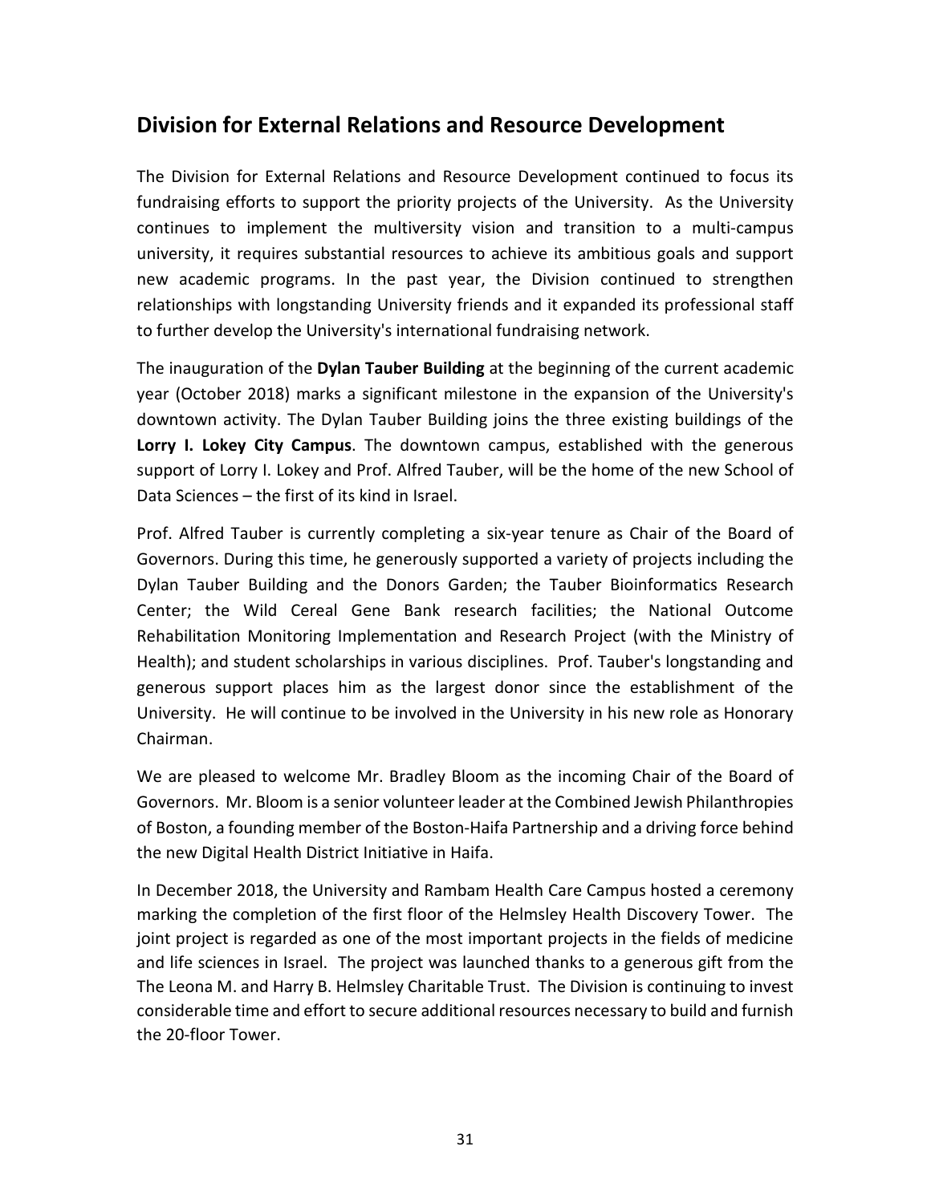## Division for External Relations and Resource Development

The Division for External Relations and Resource Development continued to focus its fundraising efforts to support the priority projects of the University. As the University continues to implement the multiversity vision and transition to a multi-campus university, it requires substantial resources to achieve its ambitious goals and support new academic programs. In the past year, the Division continued to strengthen relationships with longstanding University friends and it expanded its professional staff to further develop the University's international fundraising network.

The inauguration of the **Dylan Tauber Building** at the beginning of the current academic year (October 2018) marks a significant milestone in the expansion of the University's downtown activity. The Dylan Tauber Building joins the three existing buildings of the **Lorry I. Lokey City Campus**. The downtown campus, established with the generous support of Lorry I. Lokey and Prof. Alfred Tauber, will be the home of the new School of Data Sciences – the first of its kind in Israel.

Prof. Alfred Tauber is currently completing a six-year tenure as Chair of the Board of Governors. During this time, he generously supported a variety of projects including the Dylan Tauber Building and the Donors Garden; the Tauber Bioinformatics Research Center; the Wild Cereal Gene Bank research facilities; the National Outcome Rehabilitation Monitoring Implementation and Research Project (with the Ministry of Health); and student scholarships in various disciplines. Prof. Tauber's longstanding and generous support places him as the largest donor since the establishment of the University. He will continue to be involved in the University in his new role as Honorary Chairman.

We are pleased to welcome Mr. Bradley Bloom as the incoming Chair of the Board of Governors. Mr. Bloom is a senior volunteer leader at the Combined Jewish Philanthropies of Boston, a founding member of the Boston-Haifa Partnership and a driving force behind the new Digital Health District Initiative in Haifa.

In December 2018, the University and Rambam Health Care Campus hosted a ceremony marking the completion of the first floor of the Helmsley Health Discovery Tower. The joint project is regarded as one of the most important projects in the fields of medicine and life sciences in Israel. The project was launched thanks to a generous gift from the The Leona M. and Harry B. Helmsley Charitable Trust. The Division is continuing to invest considerable time and effort to secure additional resources necessary to build and furnish the 20-floor Tower.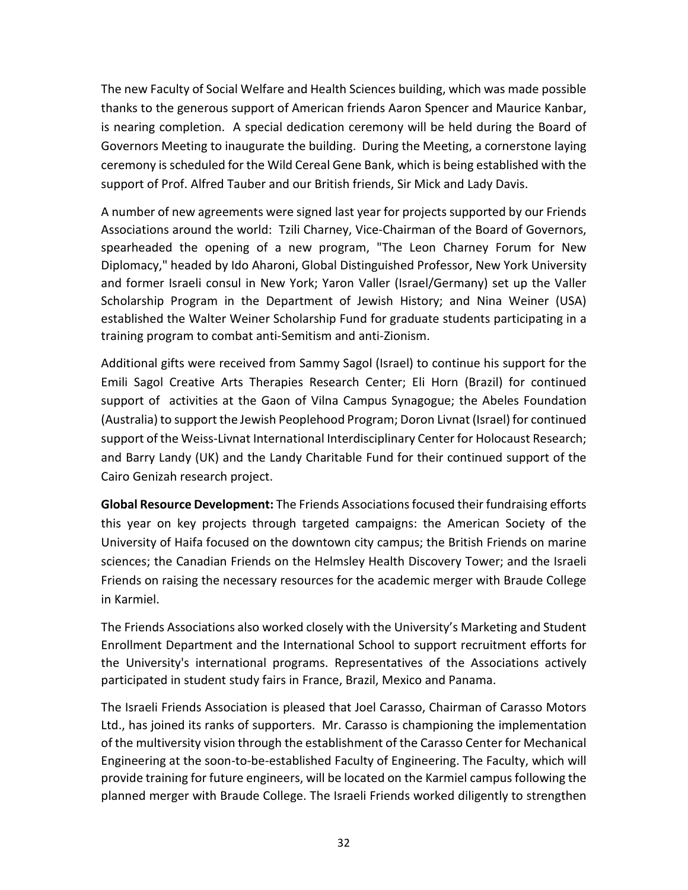The new Faculty of Social Welfare and Health Sciences building, which was made possible thanks to the generous support of American friends Aaron Spencer and Maurice Kanbar, is nearing completion. A special dedication ceremony will be held during the Board of Governors Meeting to inaugurate the building. During the Meeting, a cornerstone laying ceremony is scheduled for the Wild Cereal Gene Bank, which is being established with the support of Prof. Alfred Tauber and our British friends, Sir Mick and Lady Davis.

A number of new agreements were signed last year for projects supported by our Friends Associations around the world: Tzili Charney, Vice-Chairman of the Board of Governors, spearheaded the opening of a new program, "The Leon Charney Forum for New Diplomacy," headed by Ido Aharoni, Global Distinguished Professor, New York University and former Israeli consul in New York; Yaron Valler (Israel/Germany) set up the Valler Scholarship Program in the Department of Jewish History; and Nina Weiner (USA) established the Walter Weiner Scholarship Fund for graduate students participating in a training program to combat anti-Semitism and anti-Zionism.

Additional gifts were received from Sammy Sagol (Israel) to continue his support for the Emili Sagol Creative Arts Therapies Research Center; Eli Horn (Brazil) for continued support of activities at the Gaon of Vilna Campus Synagogue; the Abeles Foundation (Australia) to support the Jewish Peoplehood Program; Doron Livnat (Israel) for continued support of the Weiss-Livnat International Interdisciplinary Center for Holocaust Research; and Barry Landy (UK) and the Landy Charitable Fund for their continued support of the Cairo Genizah research project.

**Global Resource Development:** The Friends Associations focused their fundraising efforts this year on key projects through targeted campaigns: the American Society of the University of Haifa focused on the downtown city campus; the British Friends on marine sciences; the Canadian Friends on the Helmsley Health Discovery Tower; and the Israeli Friends on raising the necessary resources for the academic merger with Braude College in Karmiel.

The Friends Associations also worked closely with the University's Marketing and Student Enrollment Department and the International School to support recruitment efforts for the University's international programs. Representatives of the Associations actively participated in student study fairs in France, Brazil, Mexico and Panama.

The Israeli Friends Association is pleased that Joel Carasso, Chairman of Carasso Motors Ltd., has joined its ranks of supporters. Mr. Carasso is championing the implementation of the multiversity vision through the establishment of the Carasso Center for Mechanical Engineering at the soon-to-be-established Faculty of Engineering. The Faculty, which will provide training for future engineers, will be located on the Karmiel campus following the planned merger with Braude College. The Israeli Friends worked diligently to strengthen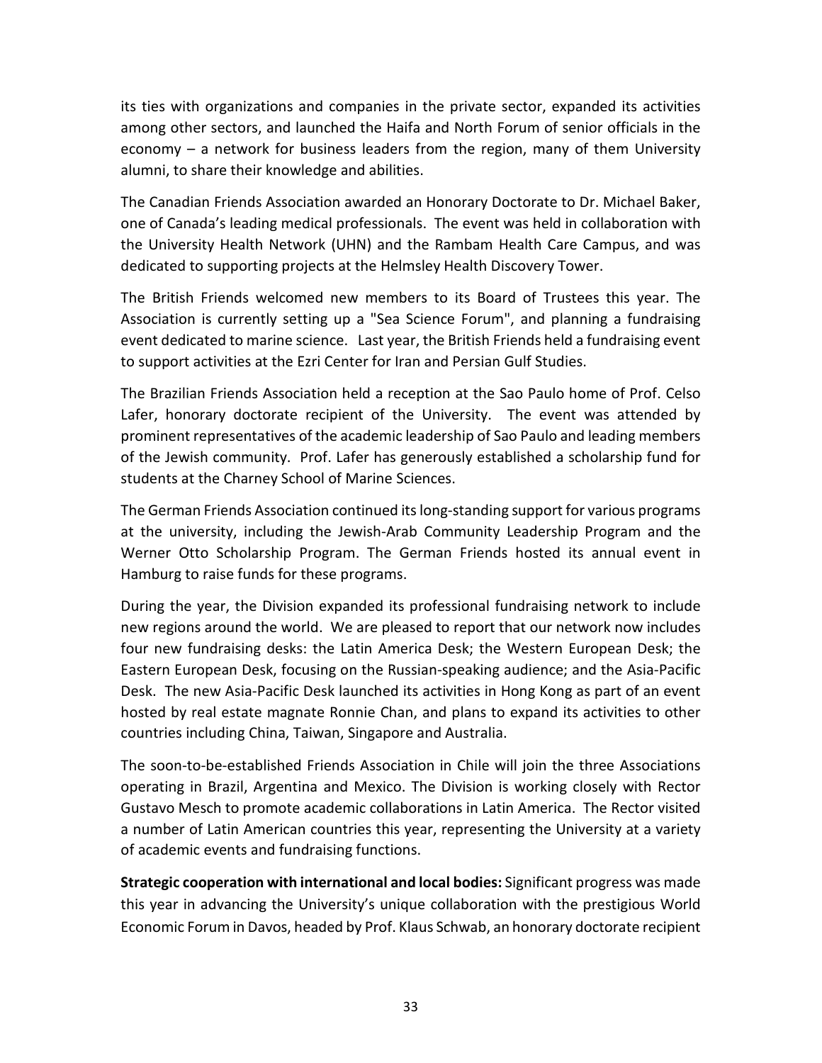its ties with organizations and companies in the private sector, expanded its activities among other sectors, and launched the Haifa and North Forum of senior officials in the economy – a network for business leaders from the region, many of them University alumni, to share their knowledge and abilities.

The Canadian Friends Association awarded an Honorary Doctorate to Dr. Michael Baker, one of Canada's leading medical professionals. The event was held in collaboration with the University Health Network (UHN) and the Rambam Health Care Campus, and was dedicated to supporting projects at the Helmsley Health Discovery Tower.

The British Friends welcomed new members to its Board of Trustees this year. The Association is currently setting up a "Sea Science Forum", and planning a fundraising event dedicated to marine science. Last year, the British Friends held a fundraising event to support activities at the Ezri Center for Iran and Persian Gulf Studies.

The Brazilian Friends Association held a reception at the Sao Paulo home of Prof. Celso Lafer, honorary doctorate recipient of the University. The event was attended by prominent representatives of the academic leadership of Sao Paulo and leading members of the Jewish community. Prof. Lafer has generously established a scholarship fund for students at the Charney School of Marine Sciences.

The German Friends Association continued its long-standing support for various programs at the university, including the Jewish-Arab Community Leadership Program and the Werner Otto Scholarship Program. The German Friends hosted its annual event in Hamburg to raise funds for these programs.

During the year, the Division expanded its professional fundraising network to include new regions around the world. We are pleased to report that our network now includes four new fundraising desks: the Latin America Desk; the Western European Desk; the Eastern European Desk, focusing on the Russian-speaking audience; and the Asia-Pacific Desk. The new Asia-Pacific Desk launched its activities in Hong Kong as part of an event hosted by real estate magnate Ronnie Chan, and plans to expand its activities to other countries including China, Taiwan, Singapore and Australia.

The soon-to-be-established Friends Association in Chile will join the three Associations operating in Brazil, Argentina and Mexico. The Division is working closely with Rector Gustavo Mesch to promote academic collaborations in Latin America. The Rector visited a number of Latin American countries this year, representing the University at a variety of academic events and fundraising functions.

**Strategic cooperation with international and local bodies:** Significant progress was made this year in advancing the University's unique collaboration with the prestigious World Economic Forum in Davos, headed by Prof. Klaus Schwab, an honorary doctorate recipient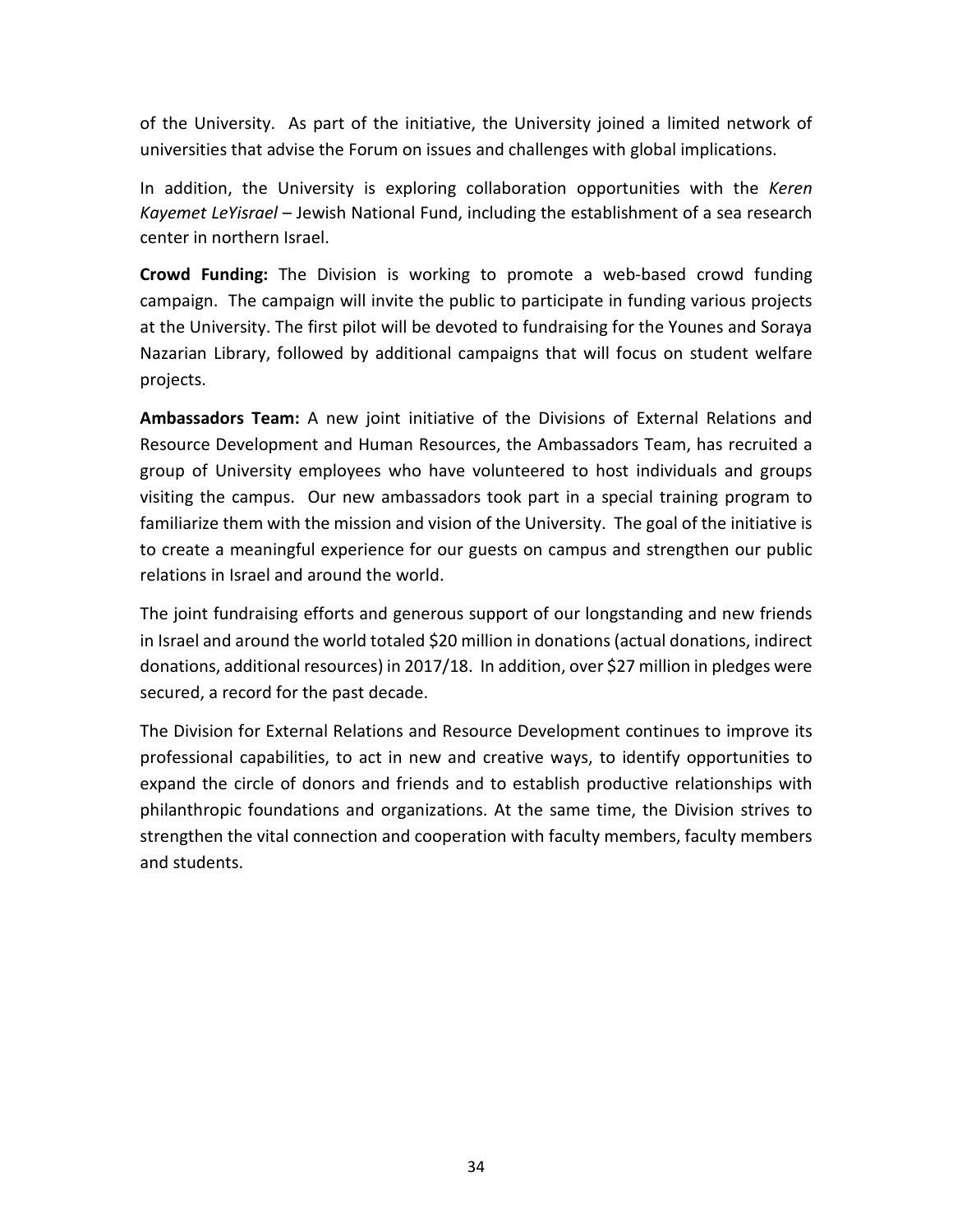of the University. As part of the initiative, the University joined a limited network of universities that advise the Forum on issues and challenges with global implications.

In addition, the University is exploring collaboration opportunities with the *Keren Kayemet LeYisrael* – Jewish National Fund, including the establishment of a sea research center in northern Israel.

**Crowd Funding:** The Division is working to promote a web-based crowd funding campaign. The campaign will invite the public to participate in funding various projects at the University. The first pilot will be devoted to fundraising for the Younes and Soraya Nazarian Library, followed by additional campaigns that will focus on student welfare projects.

**Ambassadors Team:** A new joint initiative of the Divisions of External Relations and Resource Development and Human Resources, the Ambassadors Team, has recruited a group of University employees who have volunteered to host individuals and groups visiting the campus. Our new ambassadors took part in a special training program to familiarize them with the mission and vision of the University. The goal of the initiative is to create a meaningful experience for our guests on campus and strengthen our public relations in Israel and around the world.

The joint fundraising efforts and generous support of our longstanding and new friends in Israel and around the world totaled $20 million in donations (actual donations, indirect donations, additional resources) in 2017/18. In addition, over $27 million in pledges were secured, a record for the past decade.

The Division for External Relations and Resource Development continues to improve its professional capabilities, to act in new and creative ways, to identify opportunities to expand the circle of donors and friends and to establish productive relationships with philanthropic foundations and organizations. At the same time, the Division strives to strengthen the vital connection and cooperation with faculty members, faculty members and students.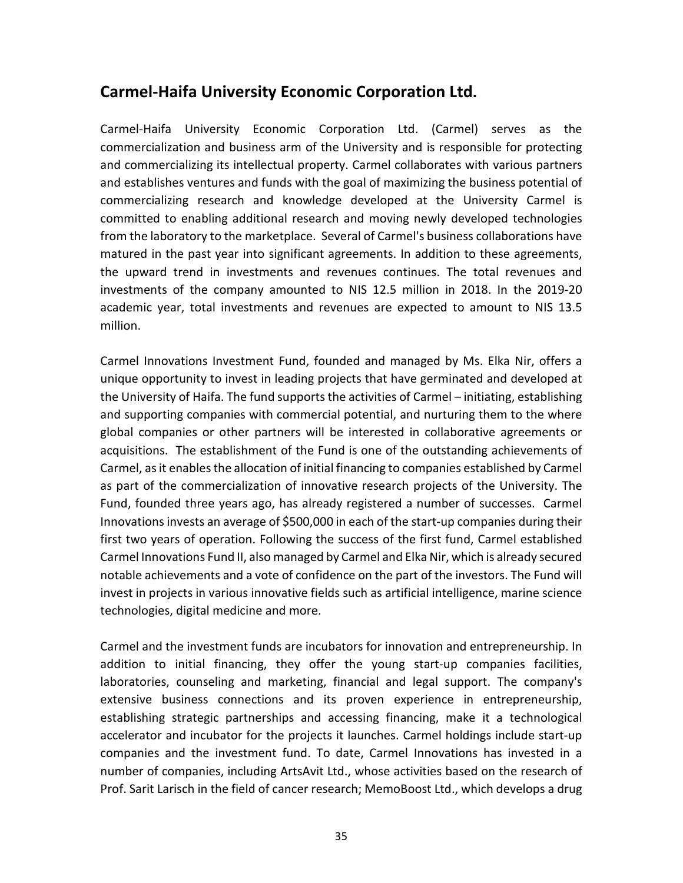## Carmel-Haifa University Economic Corporation Ltd.

Carmel-Haifa University Economic Corporation Ltd. (Carmel) serves as the commercialization and business arm of the University and is responsible for protecting and commercializing its intellectual property. Carmel collaborates with various partners and establishes ventures and funds with the goal of maximizing the business potential of commercializing research and knowledge developed at the University Carmel is committed to enabling additional research and moving newly developed technologies from the laboratory to the marketplace. Several of Carmel's business collaborations have matured in the past year into significant agreements. In addition to these agreements, the upward trend in investments and revenues continues. The total revenues and investments of the company amounted to NIS 12.5 million in 2018. In the 2019-20 academic year, total investments and revenues are expected to amount to NIS 13.5 million.

Carmel Innovations Investment Fund, founded and managed by Ms. Elka Nir, offers a unique opportunity to invest in leading projects that have germinated and developed at the University of Haifa. The fund supports the activities of Carmel – initiating, establishing and supporting companies with commercial potential, and nurturing them to the where global companies or other partners will be interested in collaborative agreements or acquisitions. The establishment of the Fund is one of the outstanding achievements of Carmel, as it enables the allocation of initial financing to companies established by Carmel as part of the commercialization of innovative research projects of the University. The Fund, founded three years ago, has already registered a number of successes. Carmel Innovations invests an average of $500,000 in each of the start-up companies during their first two years of operation. Following the success of the first fund, Carmel established Carmel Innovations Fund II, also managed by Carmel and Elka Nir, which is already secured notable achievements and a vote of confidence on the part of the investors. The Fund will invest in projects in various innovative fields such as artificial intelligence, marine science technologies, digital medicine and more.

Carmel and the investment funds are incubators for innovation and entrepreneurship. In addition to initial financing, they offer the young start-up companies facilities, laboratories, counseling and marketing, financial and legal support. The company's extensive business connections and its proven experience in entrepreneurship, establishing strategic partnerships and accessing financing, make it a technological accelerator and incubator for the projects it launches. Carmel holdings include start-up companies and the investment fund. To date, Carmel Innovations has invested in a number of companies, including ArtsAvit Ltd., whose activities based on the research of Prof. Sarit Larisch in the field of cancer research; MemoBoost Ltd., which develops a drug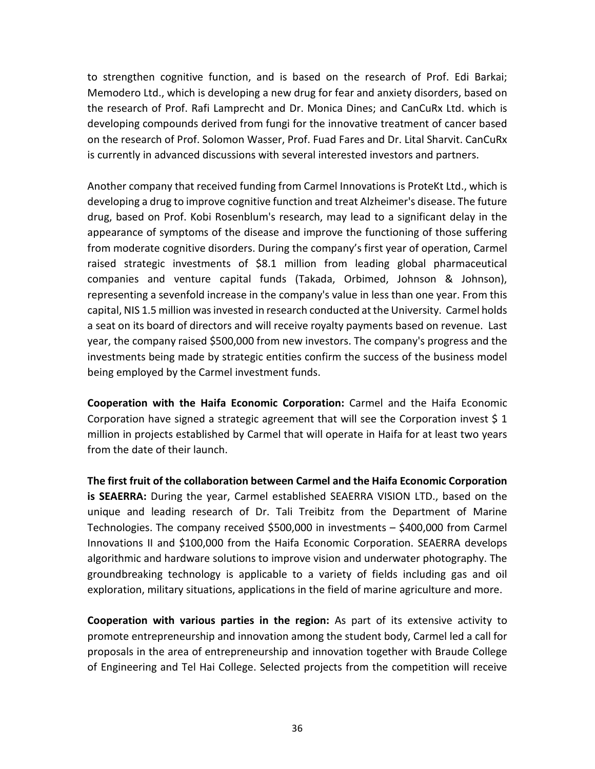to strengthen cognitive function, and is based on the research of Prof. Edi Barkai; Memodero Ltd., which is developing a new drug for fear and anxiety disorders, based on the research of Prof. Rafi Lamprecht and Dr. Monica Dines; and CanCuRx Ltd. which is developing compounds derived from fungi for the innovative treatment of cancer based on the research of Prof. Solomon Wasser, Prof. Fuad Fares and Dr. Lital Sharvit. CanCuRx is currently in advanced discussions with several interested investors and partners.

Another company that received funding from Carmel Innovations is ProteKt Ltd., which is developing a drug to improve cognitive function and treat Alzheimer's disease. The future drug, based on Prof. Kobi Rosenblum's research, may lead to a significant delay in the appearance of symptoms of the disease and improve the functioning of those suffering from moderate cognitive disorders. During the company's first year of operation, Carmel raised strategic investments of $8.1 million from leading global pharmaceutical companies and venture capital funds (Takada, Orbimed, Johnson & Johnson), representing a sevenfold increase in the company's value in less than one year. From this capital, NIS 1.5 million was invested in research conducted at the University. Carmel holds a seat on its board of directors and will receive royalty payments based on revenue. Last year, the company raised $500,000 from new investors. The company's progress and the investments being made by strategic entities confirm the success of the business model being employed by the Carmel investment funds.

**Cooperation with the Haifa Economic Corporation:** Carmel and the Haifa Economic Corporation have signed a strategic agreement that will see the Corporation invest $ 1 million in projects established by Carmel that will operate in Haifa for at least two years from the date of their launch.

**The first fruit of the collaboration between Carmel and the Haifa Economic Corporation is SEAERRA:** During the year, Carmel established SEAERRA VISION LTD., based on the unique and leading research of Dr. Tali Treibitz from the Department of Marine Technologies. The company received $500,000 in investments – $400,000 from Carmel Innovations II and $100,000 from the Haifa Economic Corporation. SEAERRA develops algorithmic and hardware solutions to improve vision and underwater photography. The groundbreaking technology is applicable to a variety of fields including gas and oil exploration, military situations, applications in the field of marine agriculture and more.

**Cooperation with various parties in the region:** As part of its extensive activity to promote entrepreneurship and innovation among the student body, Carmel led a call for proposals in the area of entrepreneurship and innovation together with Braude College of Engineering and Tel Hai College. Selected projects from the competition will receive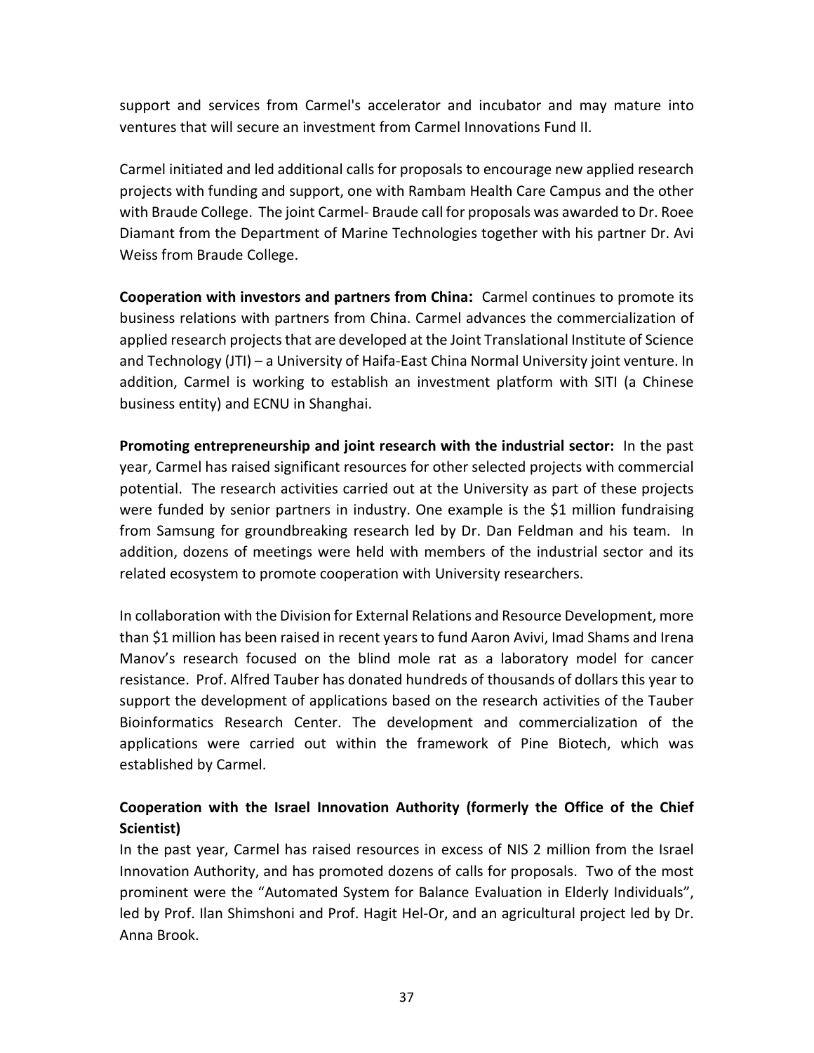support and services from Carmel's accelerator and incubator and may mature into ventures that will secure an investment from Carmel Innovations Fund II.

Carmel initiated and led additional calls for proposals to encourage new applied research projects with funding and support, one with Rambam Health Care Campus and the other with Braude College. The joint Carmel- Braude call for proposals was awarded to Dr. Roee Diamant from the Department of Marine Technologies together with his partner Dr. Avi Weiss from Braude College.

**Cooperation with investors and partners from China:** Carmel continues to promote its business relations with partners from China. Carmel advances the commercialization of applied research projects that are developed at the Joint Translational Institute of Science and Technology (JTI) – a University of Haifa-East China Normal University joint venture. In addition, Carmel is working to establish an investment platform with SITI (a Chinese business entity) and ECNU in Shanghai.

**Promoting entrepreneurship and joint research with the industrial sector:** In the past year, Carmel has raised significant resources for other selected projects with commercial potential. The research activities carried out at the University as part of these projects were funded by senior partners in industry. One example is the $1 million fundraising from Samsung for groundbreaking research led by Dr. Dan Feldman and his team. In addition, dozens of meetings were held with members of the industrial sector and its related ecosystem to promote cooperation with University researchers.

In collaboration with the Division for External Relations and Resource Development, more than $1 million has been raised in recent years to fund Aaron Avivi, Imad Shams and Irena Manov's research focused on the blind mole rat as a laboratory model for cancer resistance. Prof. Alfred Tauber has donated hundreds of thousands of dollars this year to support the development of applications based on the research activities of the Tauber Bioinformatics Research Center. The development and commercialization of the applications were carried out within the framework of Pine Biotech, which was established by Carmel.

**Cooperation with the Israel Innovation Authority (formerly the Office of the Chief Scientist)**

In the past year, Carmel has raised resources in excess of NIS 2 million from the Israel Innovation Authority, and has promoted dozens of calls for proposals. Two of the most prominent were the "Automated System for Balance Evaluation in Elderly Individuals", led by Prof. Ilan Shimshoni and Prof. Hagit Hel-Or, and an agricultural project led by Dr. Anna Brook.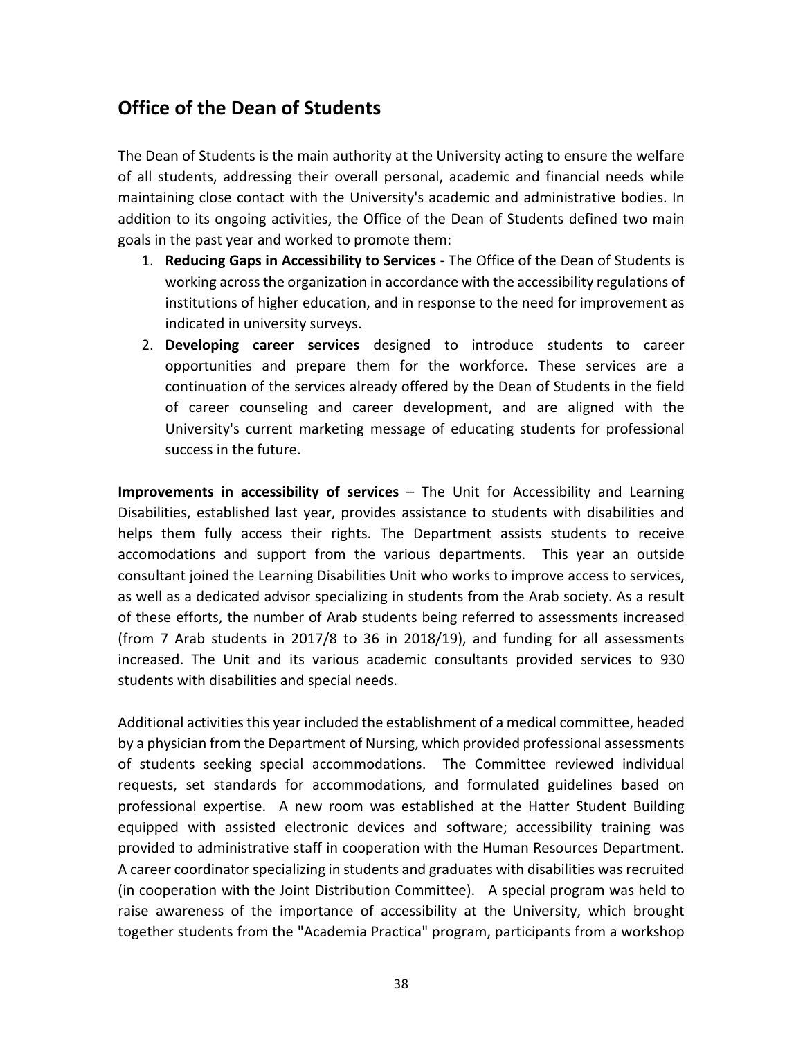## Office of the Dean of Students

The Dean of Students is the main authority at the University acting to ensure the welfare of all students, addressing their overall personal, academic and financial needs while maintaining close contact with the University's academic and administrative bodies. In addition to its ongoing activities, the Office of the Dean of Students defined two main goals in the past year and worked to promote them:

1. **Reducing Gaps in Accessibility to Services** - The Office of the Dean of Students is working across the organization in accordance with the accessibility regulations of institutions of higher education, and in response to the need for improvement as indicated in university surveys.
2. **Developing career services** designed to introduce students to career opportunities and prepare them for the workforce. These services are a continuation of the services already offered by the Dean of Students in the field of career counseling and career development, and are aligned with the University's current marketing message of educating students for professional success in the future.

**Improvements in accessibility of services** – The Unit for Accessibility and Learning Disabilities, established last year, provides assistance to students with disabilities and helps them fully access their rights. The Department assists students to receive accomodations and support from the various departments. This year an outside consultant joined the Learning Disabilities Unit who works to improve access to services, as well as a dedicated advisor specializing in students from the Arab society. As a result of these efforts, the number of Arab students being referred to assessments increased (from 7 Arab students in 2017/8 to 36 in 2018/19), and funding for all assessments increased. The Unit and its various academic consultants provided services to 930 students with disabilities and special needs.

Additional activities this year included the establishment of a medical committee, headed by a physician from the Department of Nursing, which provided professional assessments of students seeking special accommodations. The Committee reviewed individual requests, set standards for accommodations, and formulated guidelines based on professional expertise. A new room was established at the Hatter Student Building equipped with assisted electronic devices and software; accessibility training was provided to administrative staff in cooperation with the Human Resources Department. A career coordinator specializing in students and graduates with disabilities was recruited (in cooperation with the Joint Distribution Committee). A special program was held to raise awareness of the importance of accessibility at the University, which brought together students from the "Academia Practica" program, participants from a workshop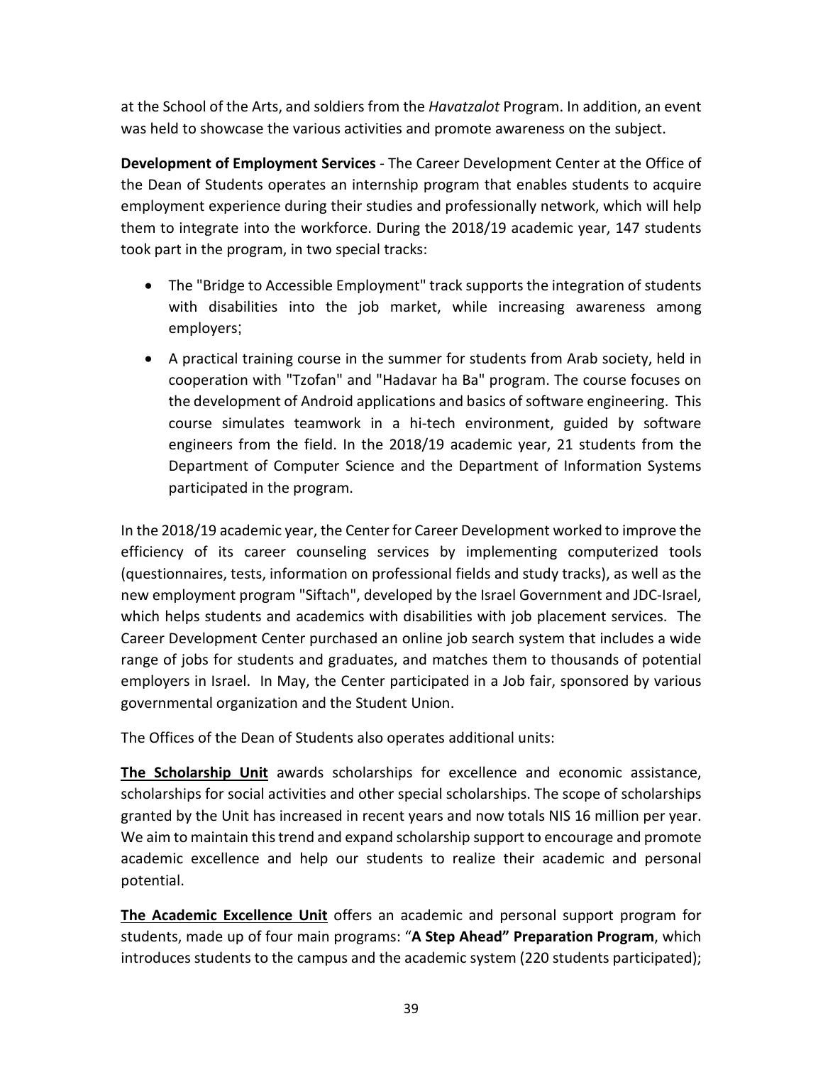at the School of the Arts, and soldiers from the *Havatzalot* Program. In addition, an event was held to showcase the various activities and promote awareness on the subject.

**Development of Employment Services** - The Career Development Center at the Office of the Dean of Students operates an internship program that enables students to acquire employment experience during their studies and professionally network, which will help them to integrate into the workforce. During the 2018/19 academic year, 147 students took part in the program, in two special tracks:

- The "Bridge to Accessible Employment" track supports the integration of students with disabilities into the job market, while increasing awareness among employers;
- A practical training course in the summer for students from Arab society, held in cooperation with "Tzofan" and "Hadavar ha Ba" program. The course focuses on the development of Android applications and basics of software engineering. This course simulates teamwork in a hi-tech environment, guided by software engineers from the field. In the 2018/19 academic year, 21 students from the Department of Computer Science and the Department of Information Systems participated in the program.

In the 2018/19 academic year, the Center for Career Development worked to improve the efficiency of its career counseling services by implementing computerized tools (questionnaires, tests, information on professional fields and study tracks), as well as the new employment program "Siftach", developed by the Israel Government and JDC-Israel, which helps students and academics with disabilities with job placement services. The Career Development Center purchased an online job search system that includes a wide range of jobs for students and graduates, and matches them to thousands of potential employers in Israel. In May, the Center participated in a Job fair, sponsored by various governmental organization and the Student Union.

The Offices of the Dean of Students also operates additional units:

**The Scholarship Unit** awards scholarships for excellence and economic assistance, scholarships for social activities and other special scholarships. The scope of scholarships granted by the Unit has increased in recent years and now totals NIS 16 million per year. We aim to maintain this trend and expand scholarship support to encourage and promote academic excellence and help our students to realize their academic and personal potential.

**The Academic Excellence Unit** offers an academic and personal support program for students, made up of four main programs: "**A Step Ahead" Preparation Program**, which introduces students to the campus and the academic system (220 students participated);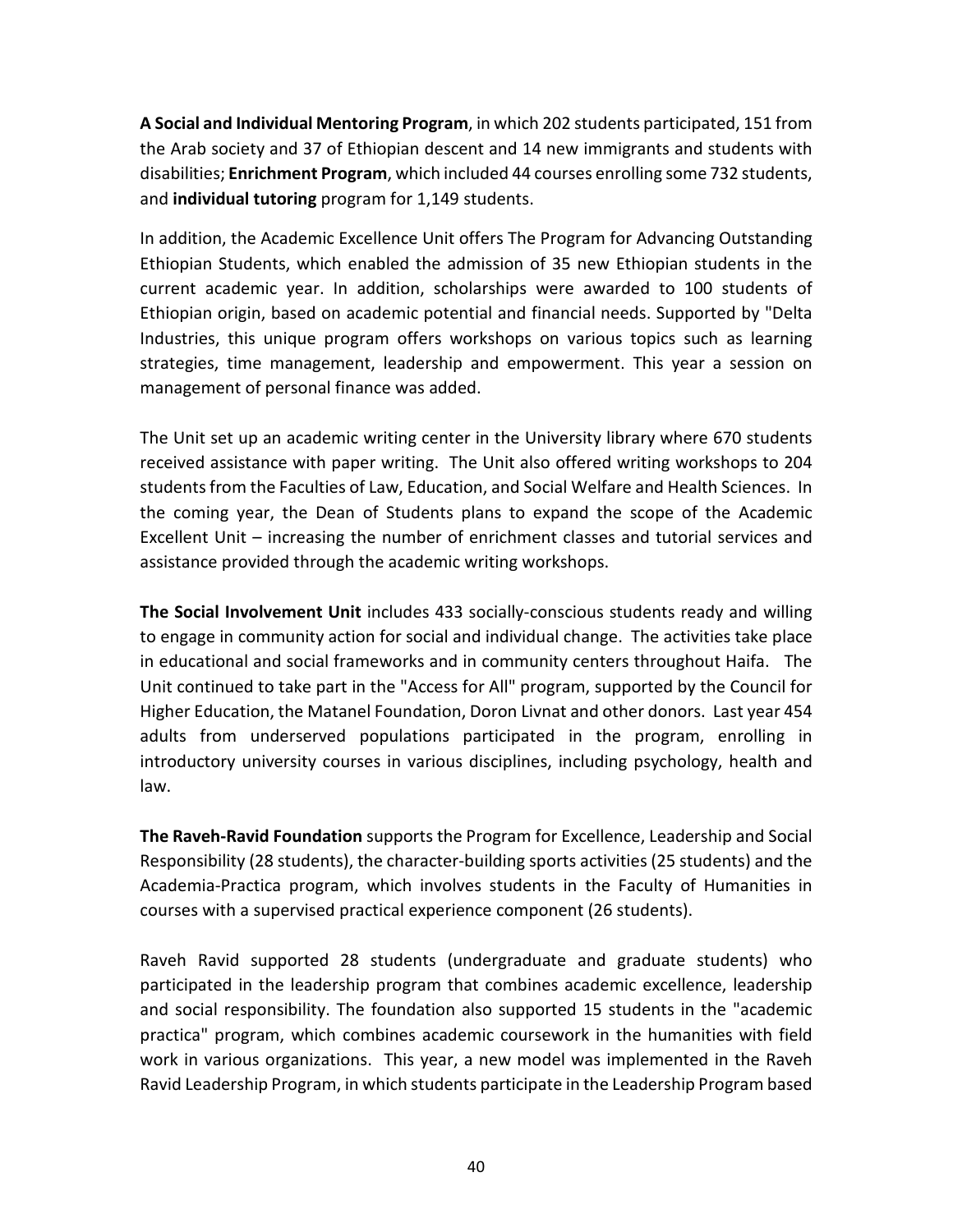**A Social and Individual Mentoring Program**, in which 202 students participated, 151 from the Arab society and 37 of Ethiopian descent and 14 new immigrants and students with disabilities; **Enrichment Program**, which included 44 courses enrolling some 732 students, and **individual tutoring** program for 1,149 students.

In addition, the Academic Excellence Unit offers The Program for Advancing Outstanding Ethiopian Students, which enabled the admission of 35 new Ethiopian students in the current academic year. In addition, scholarships were awarded to 100 students of Ethiopian origin, based on academic potential and financial needs. Supported by "Delta Industries, this unique program offers workshops on various topics such as learning strategies, time management, leadership and empowerment. This year a session on management of personal finance was added.

The Unit set up an academic writing center in the University library where 670 students received assistance with paper writing. The Unit also offered writing workshops to 204 students from the Faculties of Law, Education, and Social Welfare and Health Sciences. In the coming year, the Dean of Students plans to expand the scope of the Academic Excellent Unit – increasing the number of enrichment classes and tutorial services and assistance provided through the academic writing workshops.

**The Social Involvement Unit** includes 433 socially-conscious students ready and willing to engage in community action for social and individual change. The activities take place in educational and social frameworks and in community centers throughout Haifa. The Unit continued to take part in the "Access for All" program, supported by the Council for Higher Education, the Matanel Foundation, Doron Livnat and other donors. Last year 454 adults from underserved populations participated in the program, enrolling in introductory university courses in various disciplines, including psychology, health and law.

**The Raveh-Ravid Foundation** supports the Program for Excellence, Leadership and Social Responsibility (28 students), the character-building sports activities (25 students) and the Academia-Practica program, which involves students in the Faculty of Humanities in courses with a supervised practical experience component (26 students).

Raveh Ravid supported 28 students (undergraduate and graduate students) who participated in the leadership program that combines academic excellence, leadership and social responsibility. The foundation also supported 15 students in the "academic practica" program, which combines academic coursework in the humanities with field work in various organizations. This year, a new model was implemented in the Raveh Ravid Leadership Program, in which students participate in the Leadership Program based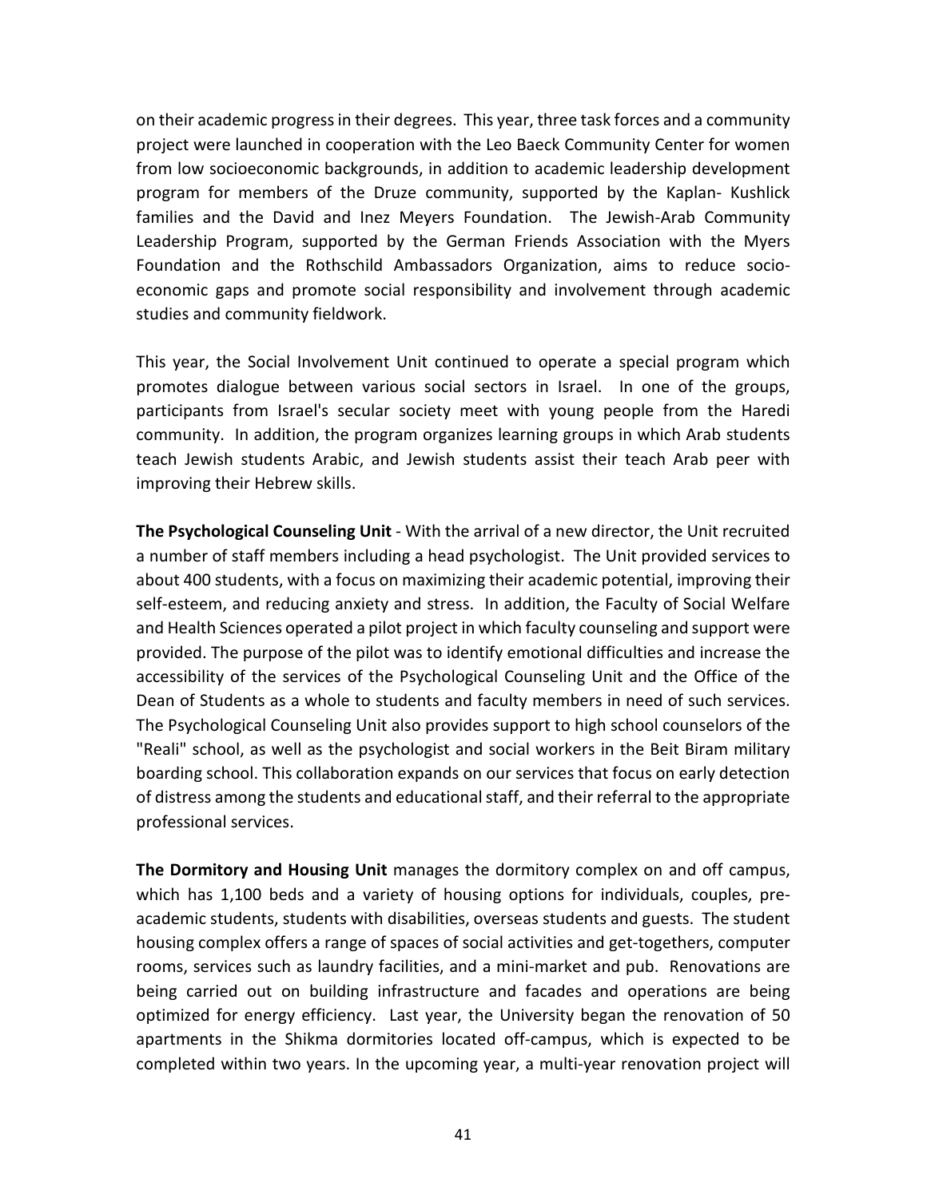on their academic progress in their degrees. This year, three task forces and a community project were launched in cooperation with the Leo Baeck Community Center for women from low socioeconomic backgrounds, in addition to academic leadership development program for members of the Druze community, supported by the Kaplan- Kushlick families and the David and Inez Meyers Foundation. The Jewish-Arab Community Leadership Program, supported by the German Friends Association with the Myers Foundation and the Rothschild Ambassadors Organization, aims to reduce socio-economic gaps and promote social responsibility and involvement through academic studies and community fieldwork.

This year, the Social Involvement Unit continued to operate a special program which promotes dialogue between various social sectors in Israel. In one of the groups, participants from Israel's secular society meet with young people from the Haredi community. In addition, the program organizes learning groups in which Arab students teach Jewish students Arabic, and Jewish students assist their teach Arab peer with improving their Hebrew skills.

**The Psychological Counseling Unit** - With the arrival of a new director, the Unit recruited a number of staff members including a head psychologist. The Unit provided services to about 400 students, with a focus on maximizing their academic potential, improving their self-esteem, and reducing anxiety and stress. In addition, the Faculty of Social Welfare and Health Sciences operated a pilot project in which faculty counseling and support were provided. The purpose of the pilot was to identify emotional difficulties and increase the accessibility of the services of the Psychological Counseling Unit and the Office of the Dean of Students as a whole to students and faculty members in need of such services. The Psychological Counseling Unit also provides support to high school counselors of the "Reali" school, as well as the psychologist and social workers in the Beit Biram military boarding school. This collaboration expands on our services that focus on early detection of distress among the students and educational staff, and their referral to the appropriate professional services.

**The Dormitory and Housing Unit** manages the dormitory complex on and off campus, which has 1,100 beds and a variety of housing options for individuals, couples, pre-academic students, students with disabilities, overseas students and guests. The student housing complex offers a range of spaces of social activities and get-togethers, computer rooms, services such as laundry facilities, and a mini-market and pub. Renovations are being carried out on building infrastructure and facades and operations are being optimized for energy efficiency. Last year, the University began the renovation of 50 apartments in the Shikma dormitories located off-campus, which is expected to be completed within two years. In the upcoming year, a multi-year renovation project will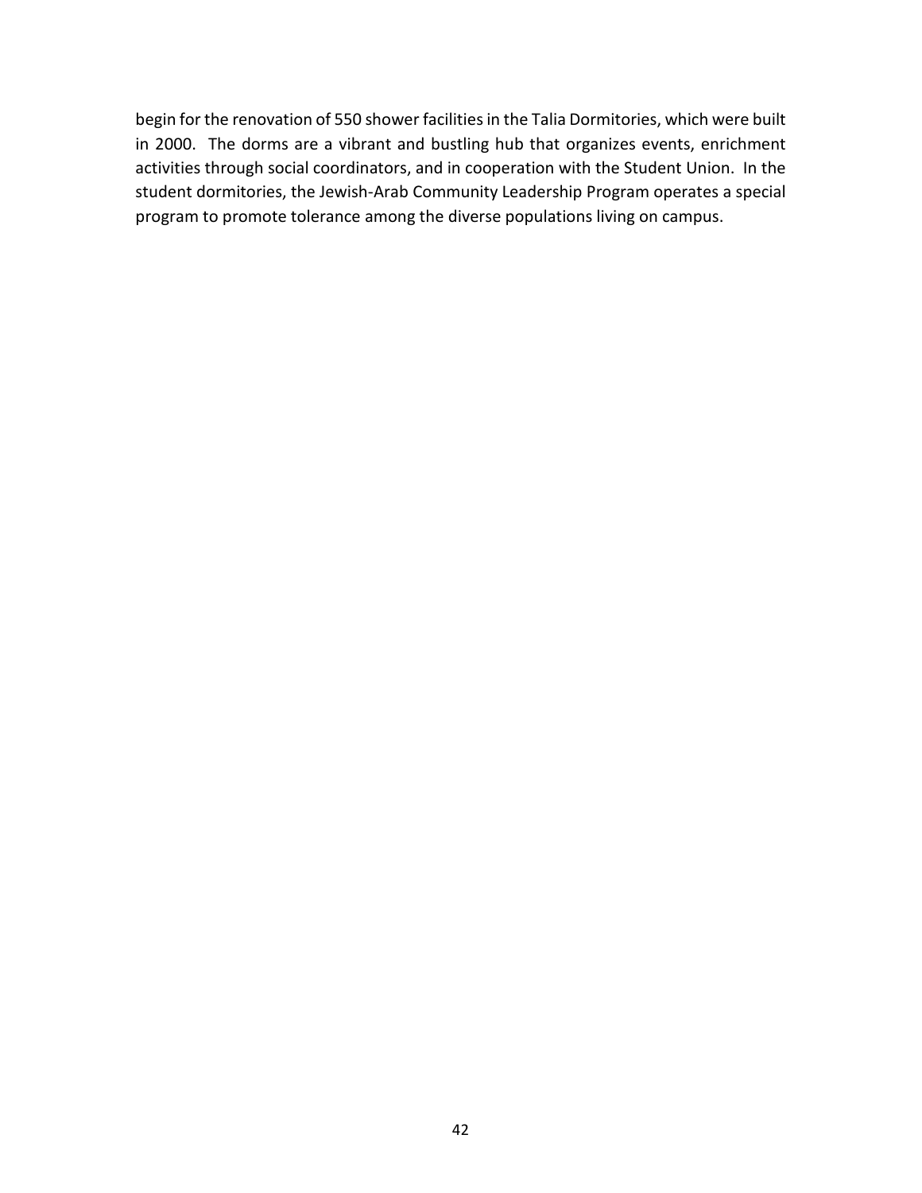begin for the renovation of 550 shower facilities in the Talia Dormitories, which were built in 2000. The dorms are a vibrant and bustling hub that organizes events, enrichment activities through social coordinators, and in cooperation with the Student Union. In the student dormitories, the Jewish-Arab Community Leadership Program operates a special program to promote tolerance among the diverse populations living on campus.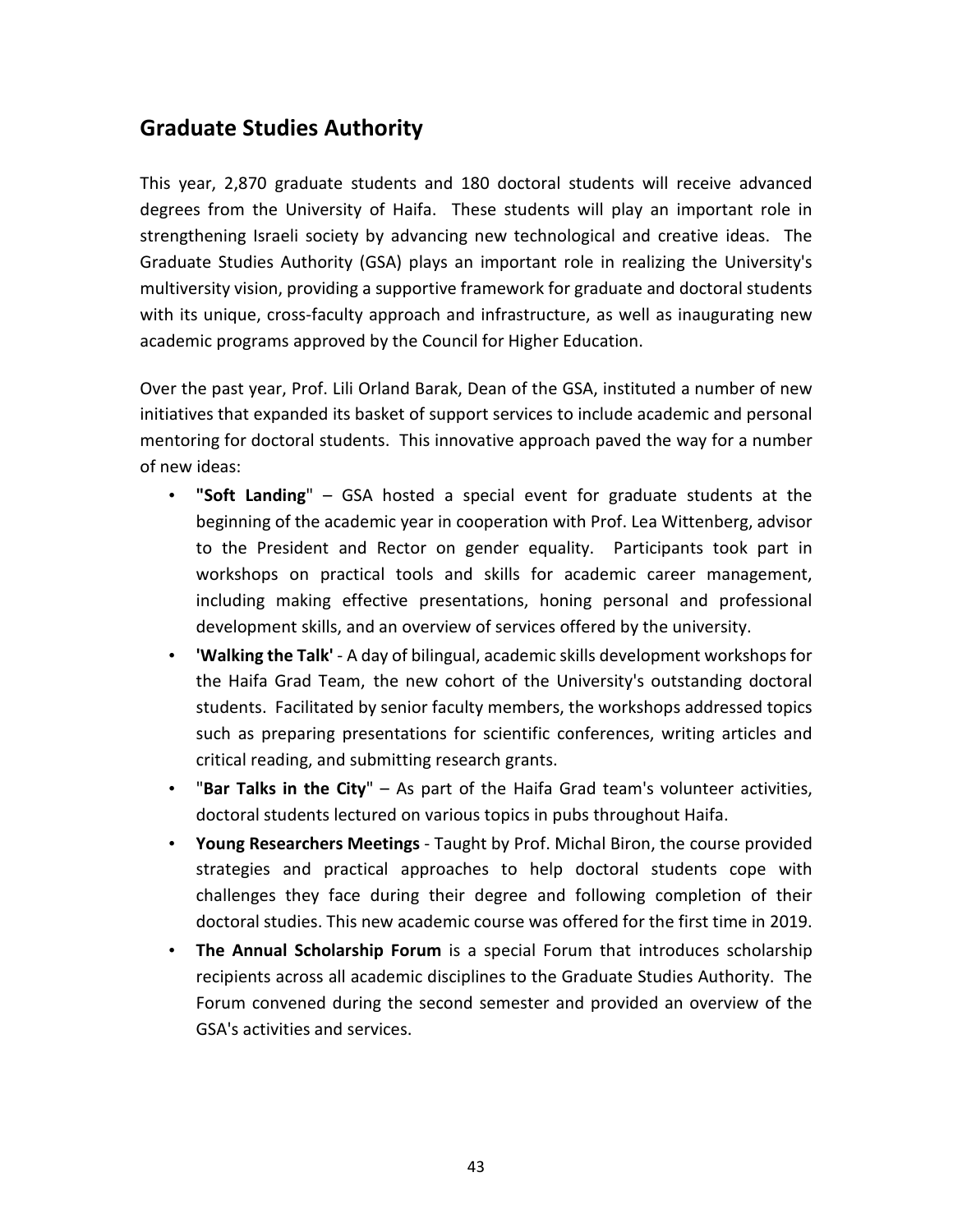## Graduate Studies Authority

This year, 2,870 graduate students and 180 doctoral students will receive advanced degrees from the University of Haifa. These students will play an important role in strengthening Israeli society by advancing new technological and creative ideas. The Graduate Studies Authority (GSA) plays an important role in realizing the University's multiversity vision, providing a supportive framework for graduate and doctoral students with its unique, cross-faculty approach and infrastructure, as well as inaugurating new academic programs approved by the Council for Higher Education.

Over the past year, Prof. Lili Orland Barak, Dean of the GSA, instituted a number of new initiatives that expanded its basket of support services to include academic and personal mentoring for doctoral students. This innovative approach paved the way for a number of new ideas:

- **"Soft Landing**" – GSA hosted a special event for graduate students at the beginning of the academic year in cooperation with Prof. Lea Wittenberg, advisor to the President and Rector on gender equality. Participants took part in workshops on practical tools and skills for academic career management, including making effective presentations, honing personal and professional development skills, and an overview of services offered by the university.
- **'Walking the Talk'** - A day of bilingual, academic skills development workshops for the Haifa Grad Team, the new cohort of the University's outstanding doctoral students. Facilitated by senior faculty members, the workshops addressed topics such as preparing presentations for scientific conferences, writing articles and critical reading, and submitting research grants.
- "**Bar Talks in the City**" – As part of the Haifa Grad team's volunteer activities, doctoral students lectured on various topics in pubs throughout Haifa.
- **Young Researchers Meetings** - Taught by Prof. Michal Biron, the course provided strategies and practical approaches to help doctoral students cope with challenges they face during their degree and following completion of their doctoral studies. This new academic course was offered for the first time in 2019.
- **The Annual Scholarship Forum** is a special Forum that introduces scholarship recipients across all academic disciplines to the Graduate Studies Authority. The Forum convened during the second semester and provided an overview of the GSA's activities and services.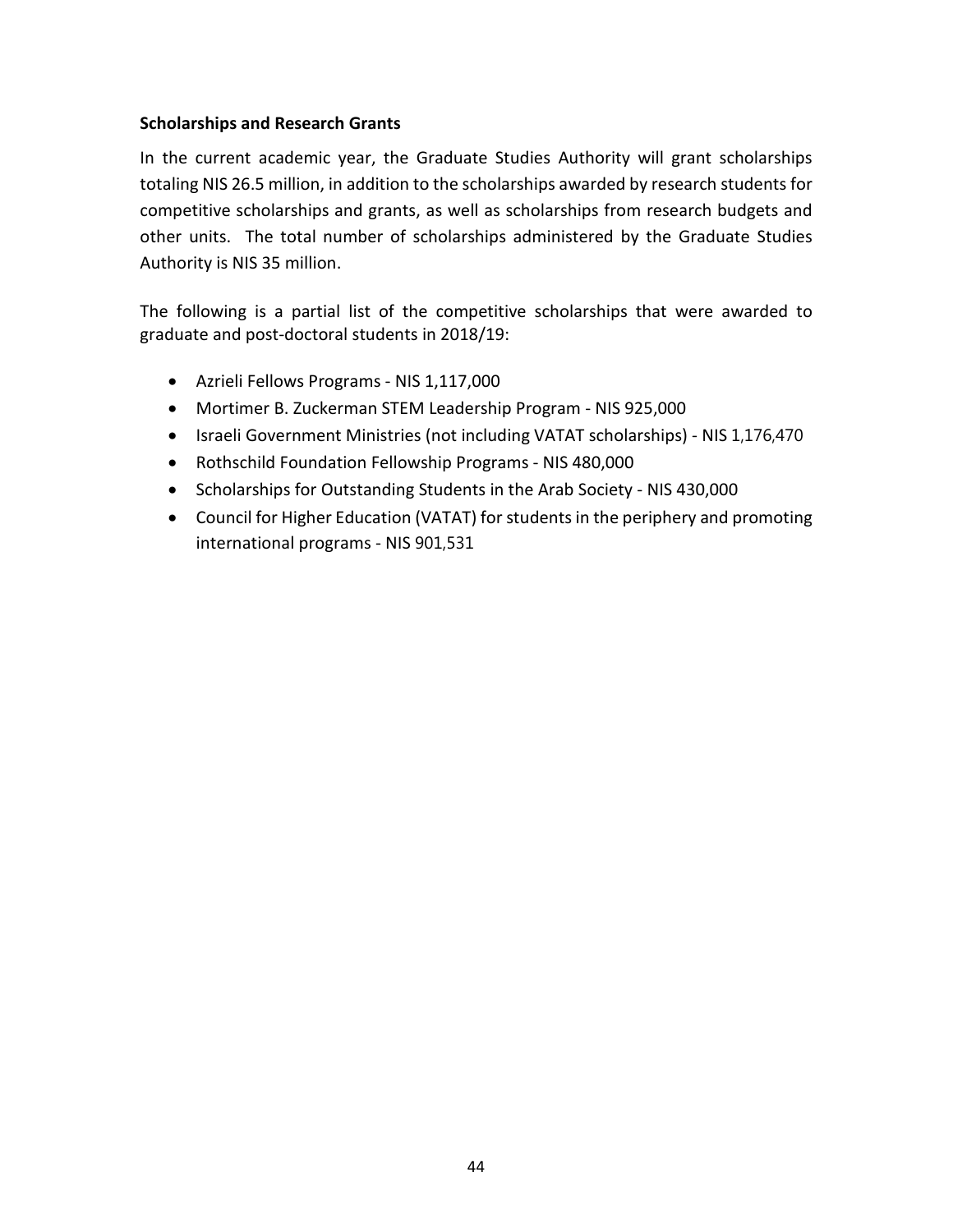**Scholarships and Research Grants**

In the current academic year, the Graduate Studies Authority will grant scholarships totaling NIS 26.5 million, in addition to the scholarships awarded by research students for competitive scholarships and grants, as well as scholarships from research budgets and other units. The total number of scholarships administered by the Graduate Studies Authority is NIS 35 million.

The following is a partial list of the competitive scholarships that were awarded to graduate and post-doctoral students in 2018/19:

- Azrieli Fellows Programs - NIS 1,117,000
- Mortimer B. Zuckerman STEM Leadership Program - NIS 925,000
- Israeli Government Ministries (not including VATAT scholarships) - NIS 1,176,470
- Rothschild Foundation Fellowship Programs - NIS 480,000
- Scholarships for Outstanding Students in the Arab Society - NIS 430,000
- Council for Higher Education (VATAT) for students in the periphery and promoting international programs - NIS 901,531